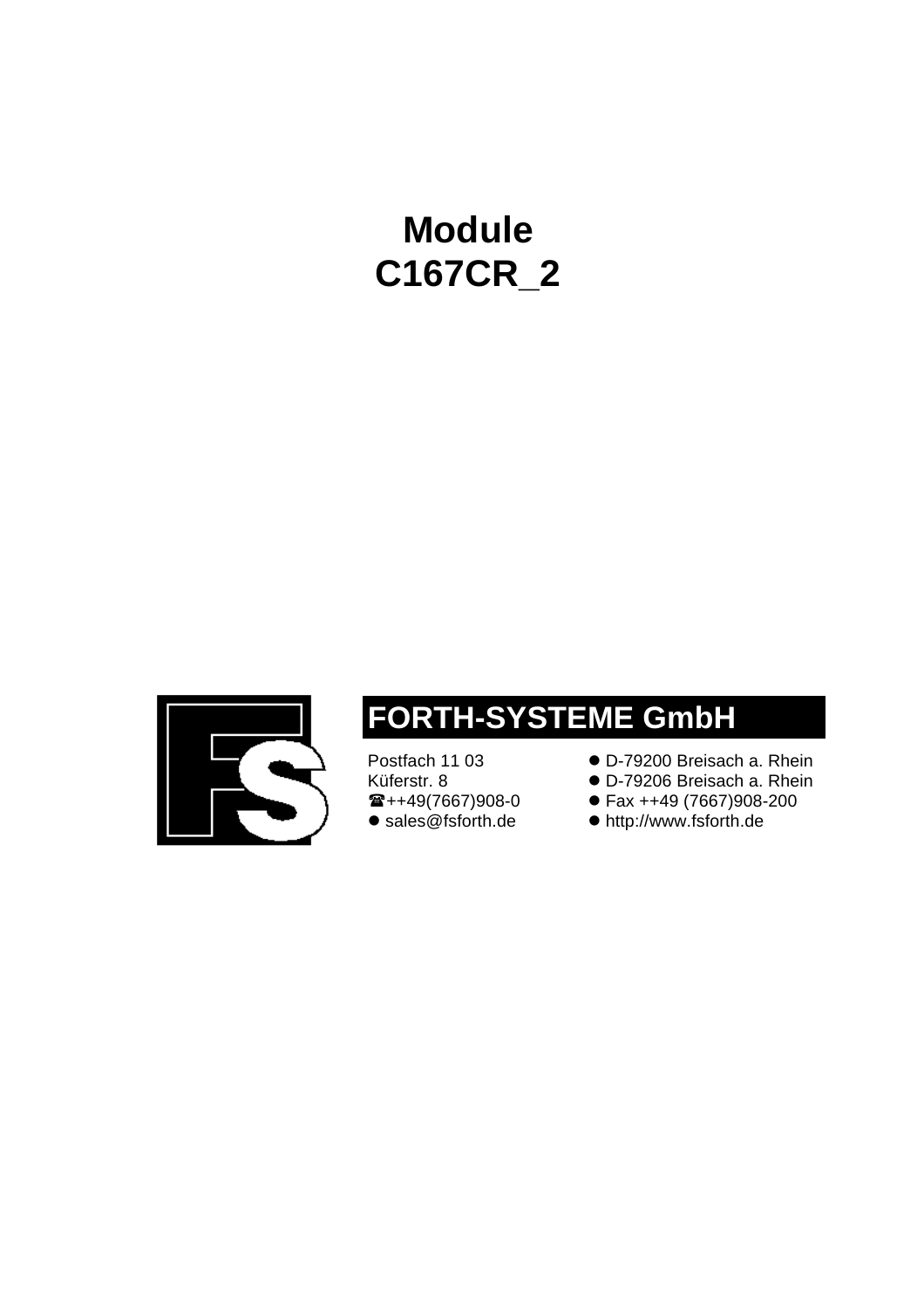# Module
# C167CR_2

**FORTH-SYSTEME GmbH**

Postfach 11 03 ● D-79200 Breisach a. Rhein
Küferstr. 8 ● D-79206 Breisach a. Rhein
☎++49(7667)908-0 ● Fax ++49 (7667)908-200
● sales@fsforth.de ● http://www.fsforth.de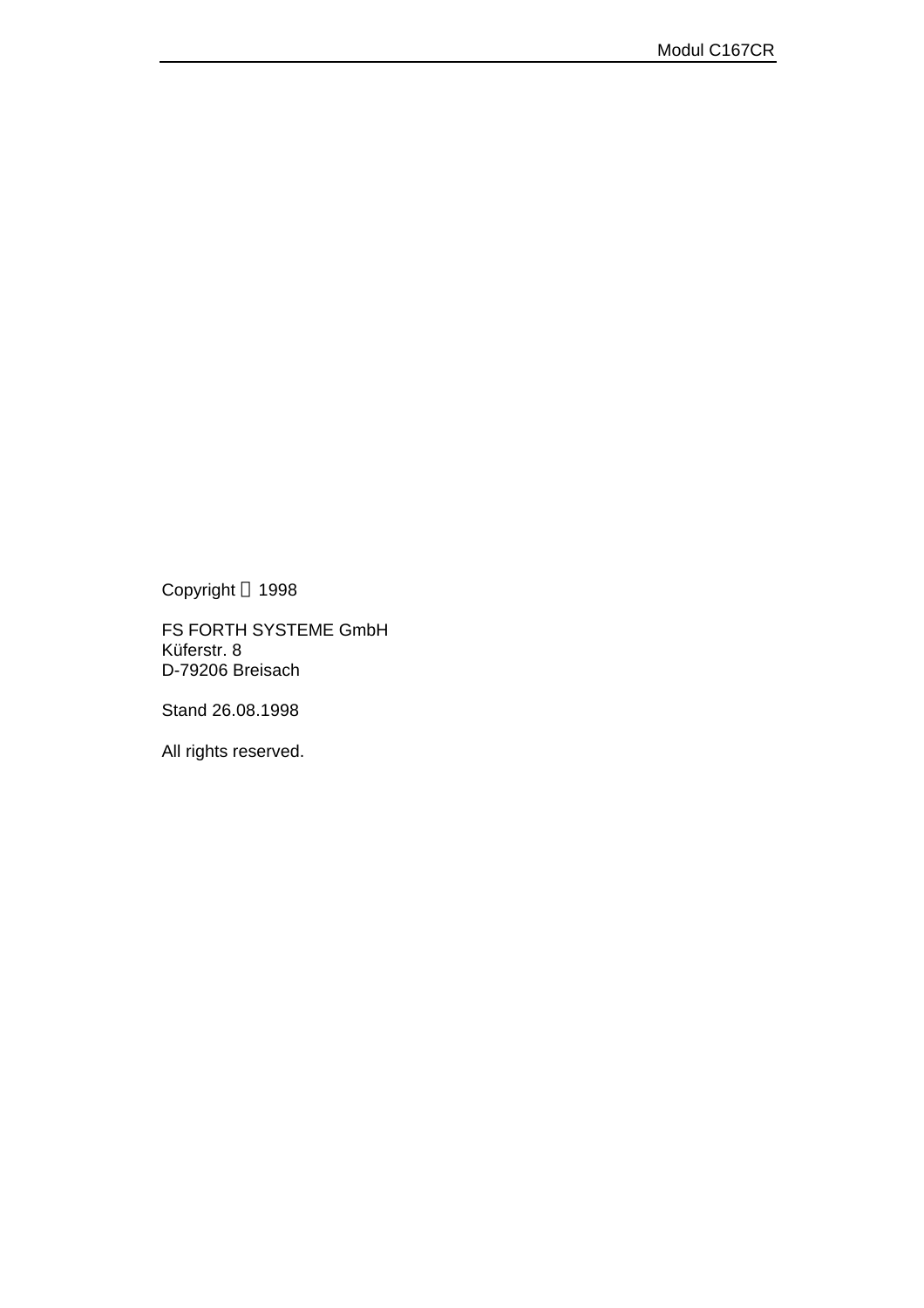Copyright © 1998

FS FORTH SYSTEME GmbH  
Küferstr. 8  
D-79206 Breisach

Stand 26.08.1998

All rights reserved.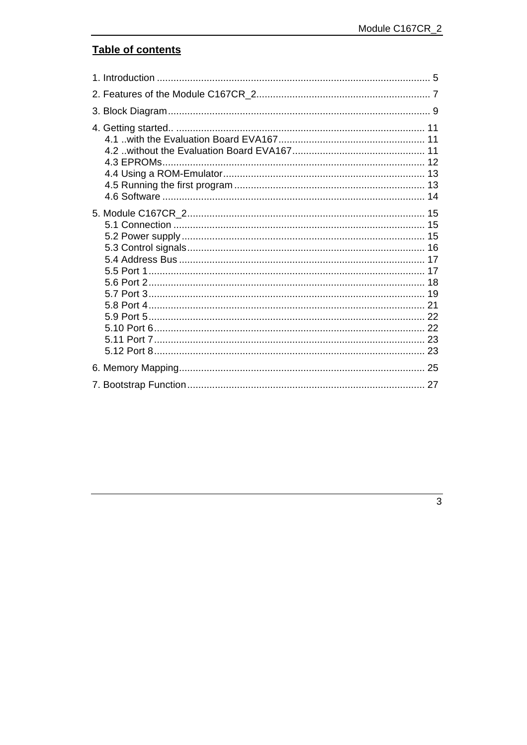## Table of contents

1. Introduction ........................................................................................... 5

2. Features of the Module C167CR_2............................................................ 7

3. Block Diagram.......................................................................................... 9

4. Getting started.. ....................................................................................... 11
   - 4.1 ..with the Evaluation Board EVA167.................................................. 11
   - 4.2 ..without the Evaluation Board EVA167............................................. 11
   - 4.3 EPROMs............................................................................................ 12
   - 4.4 Using a ROM-Emulator...................................................................... 13
   - 4.5 Running the first program .................................................................. 13
   - 4.6 Software ............................................................................................ 14

5. Module C167CR_2.................................................................................... 15
   - 5.1 Connection ........................................................................................ 15
   - 5.2 Power supply...................................................................................... 15
   - 5.3 Control signals.................................................................................... 16
   - 5.4 Address Bus ....................................................................................... 17
   - 5.5 Port 1.................................................................................................. 17
   - 5.6 Port 2.................................................................................................. 18
   - 5.7 Port 3.................................................................................................. 19
   - 5.8 Port 4.................................................................................................. 21
   - 5.9 Port 5.................................................................................................. 22
   - 5.10 Port 6................................................................................................ 22
   - 5.11 Port 7................................................................................................ 23
   - 5.12 Port 8................................................................................................ 23

6. Memory Mapping...................................................................................... 25

7. Bootstrap Function.................................................................................... 27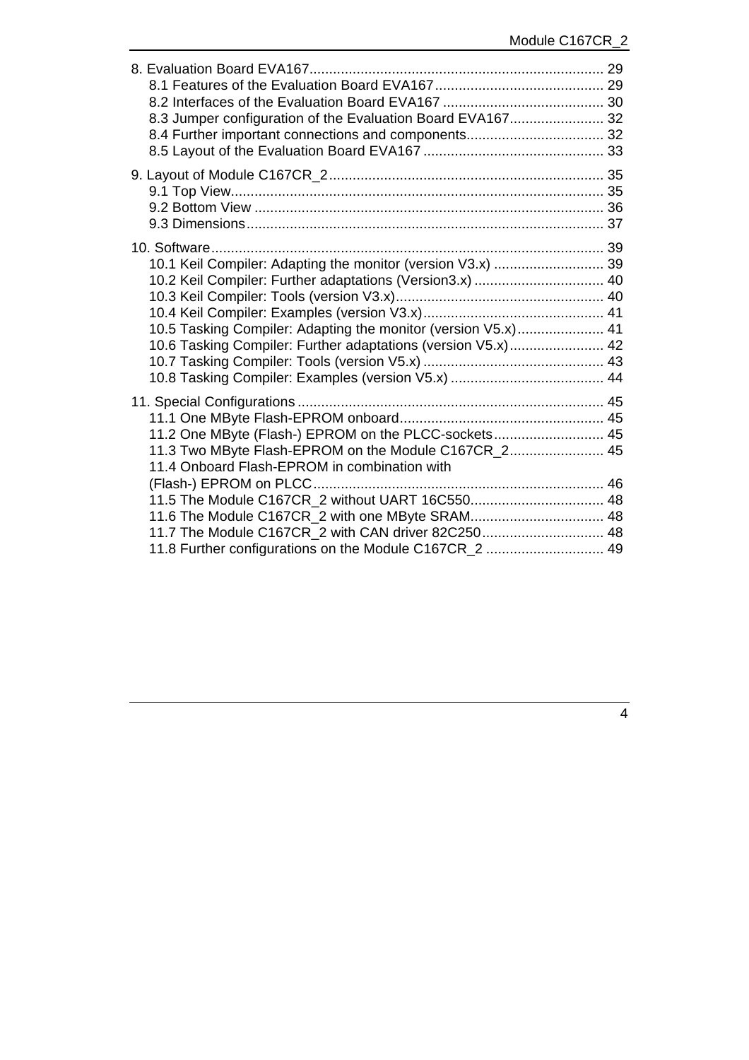8. Evaluation Board EVA167 .......................................................................... 29
  8.1 Features of the Evaluation Board EVA167 ........................................... 29
  8.2 Interfaces of the Evaluation Board EVA167 ......................................... 30
  8.3 Jumper configuration of the Evaluation Board EVA167 ........................ 32
  8.4 Further important connections and components ................................... 32
  8.5 Layout of the Evaluation Board EVA167 .............................................. 33

9. Layout of Module C167CR_2 ..................................................................... 35
  9.1 Top View ............................................................................................... 35
  9.2 Bottom View ......................................................................................... 36
  9.3 Dimensions ........................................................................................... 37

10. Software ................................................................................................... 39
  10.1 Keil Compiler: Adapting the monitor (version V3.x) ............................ 39
  10.2 Keil Compiler: Further adaptations (Version3.x) ................................. 40
  10.3 Keil Compiler: Tools (version V3.x) ..................................................... 40
  10.4 Keil Compiler: Examples (version V3.x) .............................................. 41
  10.5 Tasking Compiler: Adapting the monitor (version V5.x) ...................... 41
  10.6 Tasking Compiler: Further adaptations (version V5.x) ........................ 42
  10.7 Tasking Compiler: Tools (version V5.x) .............................................. 43
  10.8 Tasking Compiler: Examples (version V5.x) ....................................... 44

11. Special Configurations .............................................................................. 45
  11.1 One MByte Flash-EPROM onboard .................................................... 45
  11.2 One MByte (Flash-) EPROM on the PLCC-sockets ............................ 45
  11.3 Two MByte Flash-EPROM on the Module C167CR_2 ........................ 45
  11.4 Onboard Flash-EPROM in combination with (Flash-) EPROM on PLCC .......................................................................... 46
  11.5 The Module C167CR_2 without UART 16C550 .................................. 48
  11.6 The Module C167CR_2 with one MByte SRAM .................................. 48
  11.7 The Module C167CR_2 with CAN driver 82C250 ............................... 48
  11.8 Further configurations on the Module C167CR_2 .............................. 49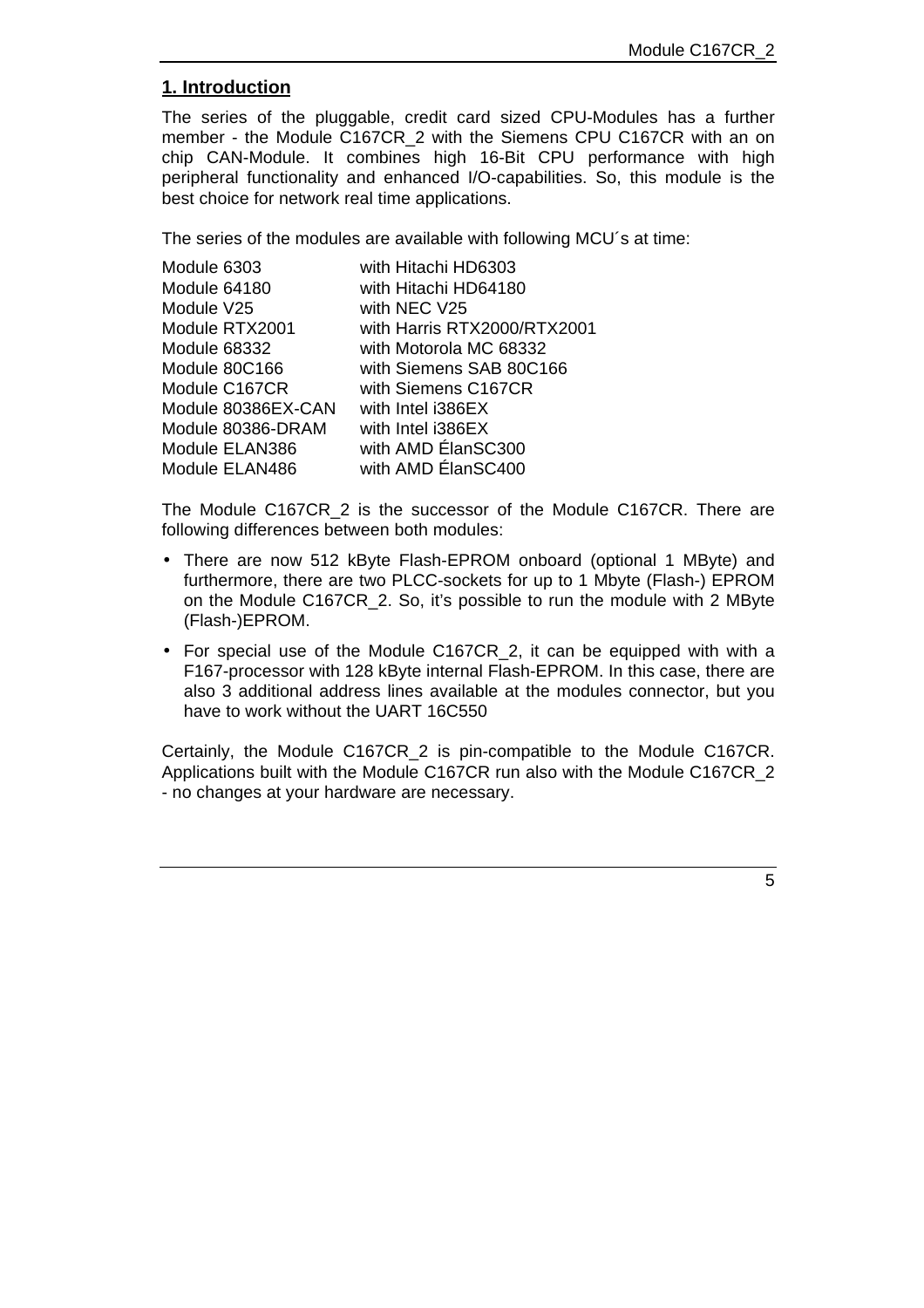# 1. Introduction

The series of the pluggable, credit card sized CPU-Modules has a further member - the Module C167CR_2 with the Siemens CPU C167CR with an on chip CAN-Module. It combines high 16-Bit CPU performance with high peripheral functionality and enhanced I/O-capabilities. So, this module is the best choice for network real time applications.

The series of the modules are available with following MCU´s at time:

| | |
|---|---|
| Module 6303 | with Hitachi HD6303 |
| Module 64180 | with Hitachi HD64180 |
| Module V25 | with NEC V25 |
| Module RTX2001 | with Harris RTX2000/RTX2001 |
| Module 68332 | with Motorola MC 68332 |
| Module 80C166 | with Siemens SAB 80C166 |
| Module C167CR | with Siemens C167CR |
| Module 80386EX-CAN | with Intel i386EX |
| Module 80386-DRAM | with Intel i386EX |
| Module ELAN386 | with AMD ÉlanSC300 |
| Module ELAN486 | with AMD ÉlanSC400 |

The Module C167CR_2 is the successor of the Module C167CR. There are following differences between both modules:

- There are now 512 kByte Flash-EPROM onboard (optional 1 MByte) and furthermore, there are two PLCC-sockets for up to 1 Mbyte (Flash-) EPROM on the Module C167CR_2. So, it's possible to run the module with 2 MByte (Flash-)EPROM.
- For special use of the Module C167CR_2, it can be equipped with with a F167-processor with 128 kByte internal Flash-EPROM. In this case, there are also 3 additional address lines available at the modules connector, but you have to work without the UART 16C550

Certainly, the Module C167CR_2 is pin-compatible to the Module C167CR. Applications built with the Module C167CR run also with the Module C167CR_2 - no changes at your hardware are necessary.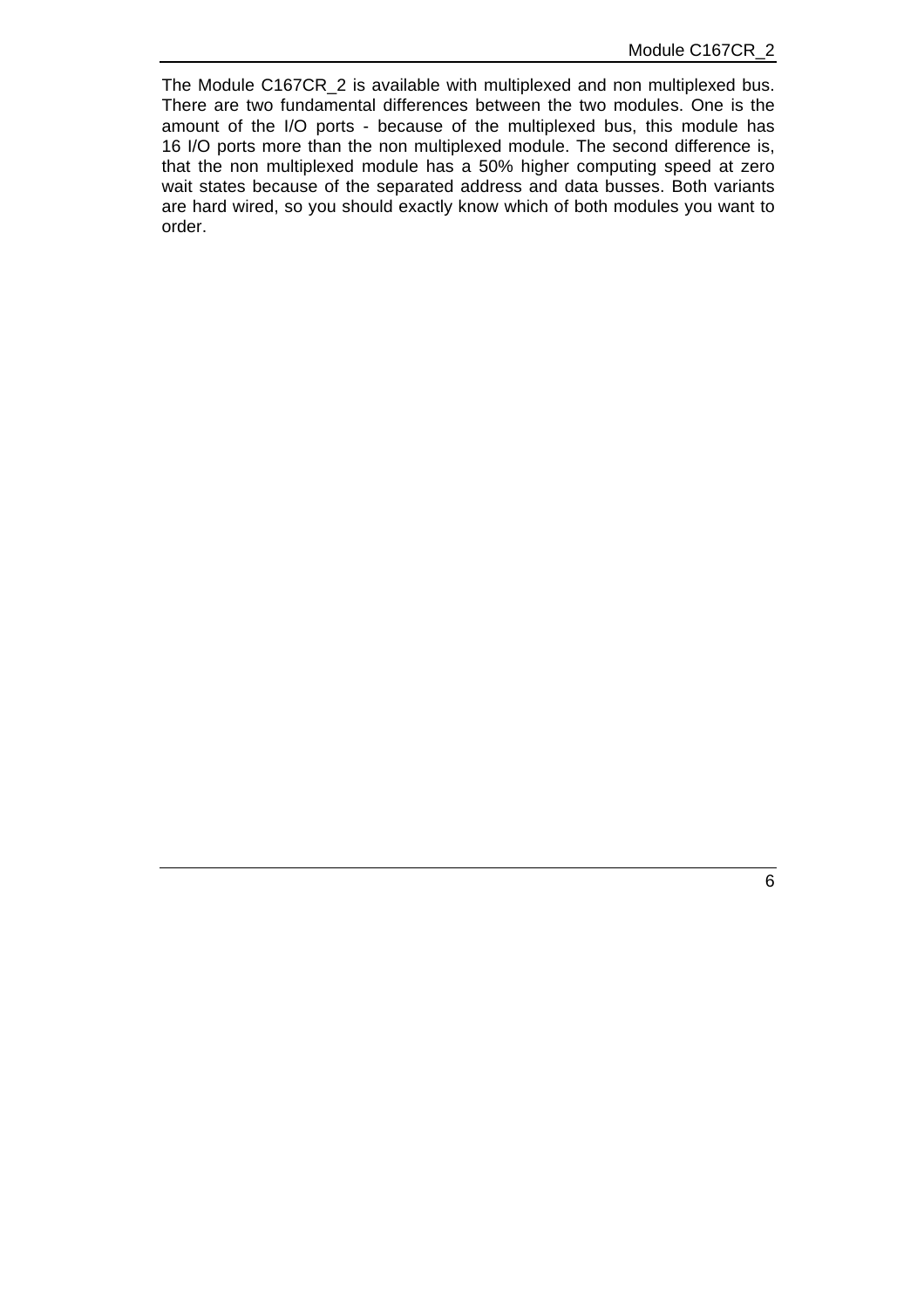The Module C167CR_2 is available with multiplexed and non multiplexed bus. There are two fundamental differences between the two modules. One is the amount of the I/O ports - because of the multiplexed bus, this module has 16 I/O ports more than the non multiplexed module. The second difference is, that the non multiplexed module has a 50% higher computing speed at zero wait states because of the separated address and data busses. Both variants are hard wired, so you should exactly know which of both modules you want to order.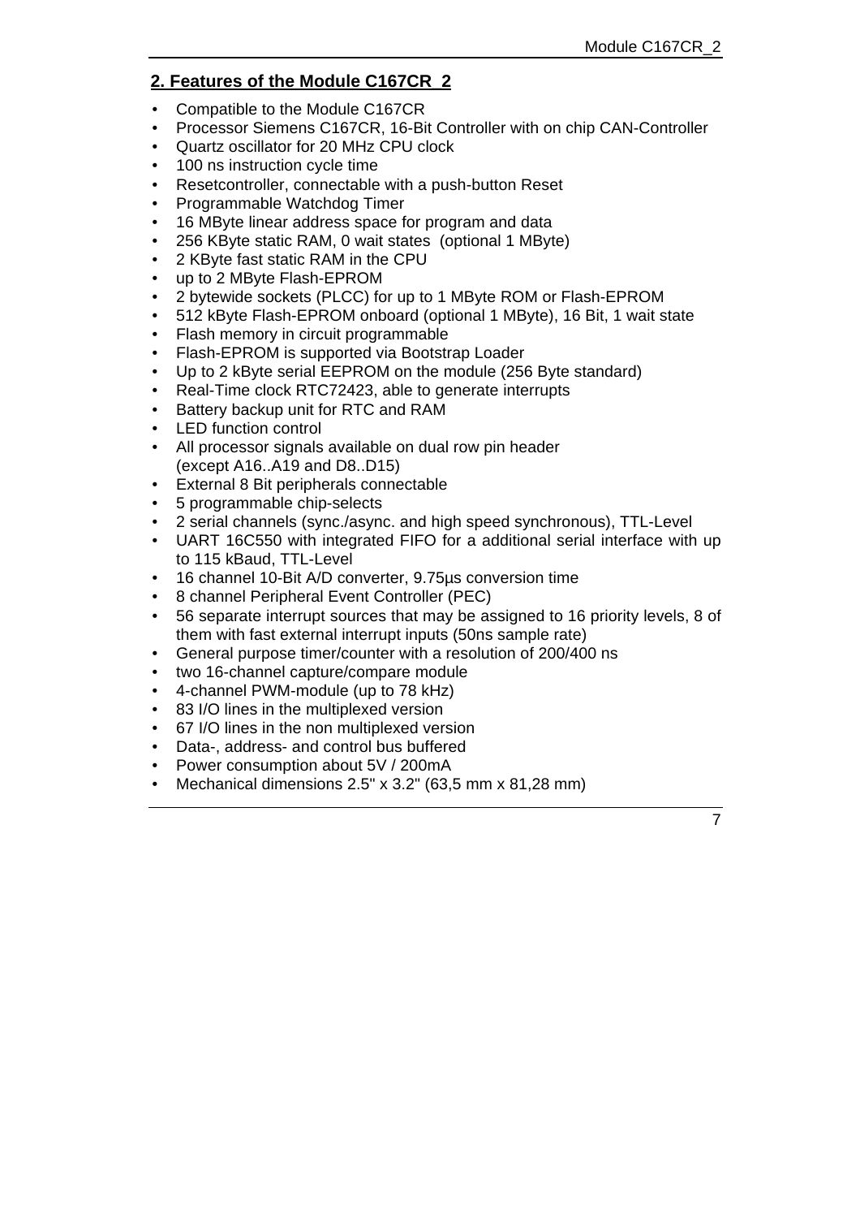## 2. Features of the Module C167CR_2

- Compatible to the Module C167CR
- Processor Siemens C167CR, 16-Bit Controller with on chip CAN-Controller
- Quartz oscillator for 20 MHz CPU clock
- 100 ns instruction cycle time
- Resetcontroller, connectable with a push-button Reset
- Programmable Watchdog Timer
- 16 MByte linear address space for program and data
- 256 KByte static RAM, 0 wait states (optional 1 MByte)
- 2 KByte fast static RAM in the CPU
- up to 2 MByte Flash-EPROM
- 2 bytewide sockets (PLCC) for up to 1 MByte ROM or Flash-EPROM
- 512 kByte Flash-EPROM onboard (optional 1 MByte), 16 Bit, 1 wait state
- Flash memory in circuit programmable
- Flash-EPROM is supported via Bootstrap Loader
- Up to 2 kByte serial EEPROM on the module (256 Byte standard)
- Real-Time clock RTC72423, able to generate interrupts
- Battery backup unit for RTC and RAM
- LED function control
- All processor signals available on dual row pin header (except A16..A19 and D8..D15)
- External 8 Bit peripherals connectable
- 5 programmable chip-selects
- 2 serial channels (sync./async. and high speed synchronous), TTL-Level
- UART 16C550 with integrated FIFO for a additional serial interface with up to 115 kBaud, TTL-Level
- 16 channel 10-Bit A/D converter, 9.75µs conversion time
- 8 channel Peripheral Event Controller (PEC)
- 56 separate interrupt sources that may be assigned to 16 priority levels, 8 of them with fast external interrupt inputs (50ns sample rate)
- General purpose timer/counter with a resolution of 200/400 ns
- two 16-channel capture/compare module
- 4-channel PWM-module (up to 78 kHz)
- 83 I/O lines in the multiplexed version
- 67 I/O lines in the non multiplexed version
- Data-, address- and control bus buffered
- Power consumption about 5V / 200mA
- Mechanical dimensions 2.5" x 3.2" (63,5 mm x 81,28 mm)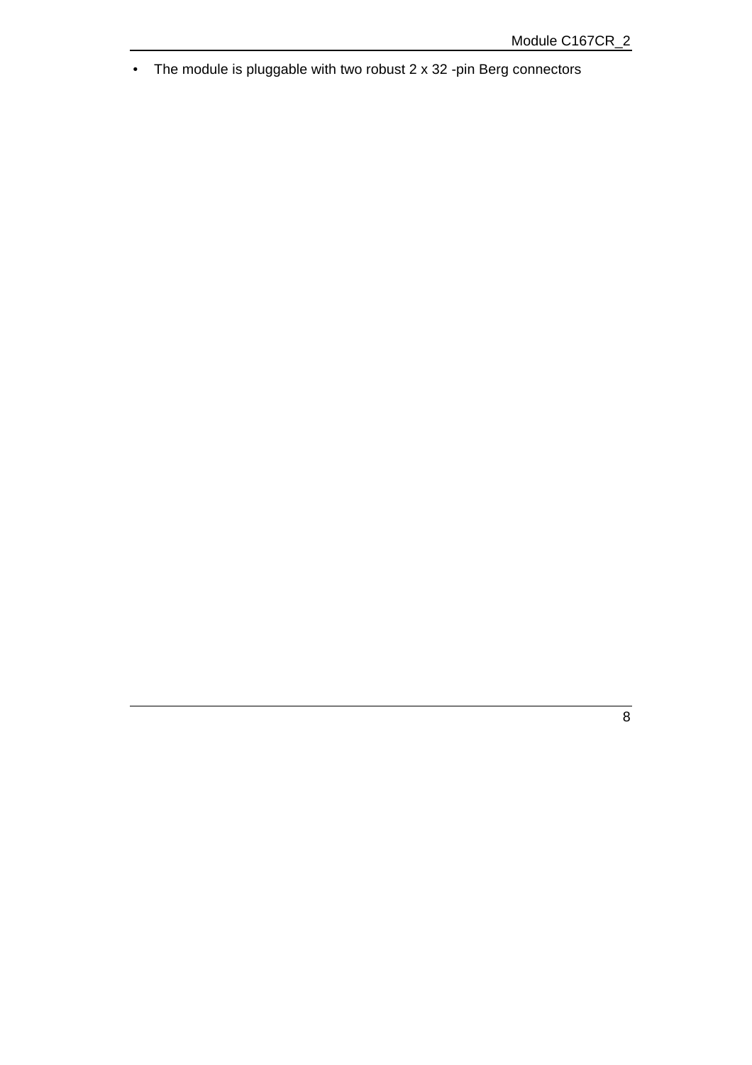- The module is pluggable with two robust 2 x 32 -pin Berg connectors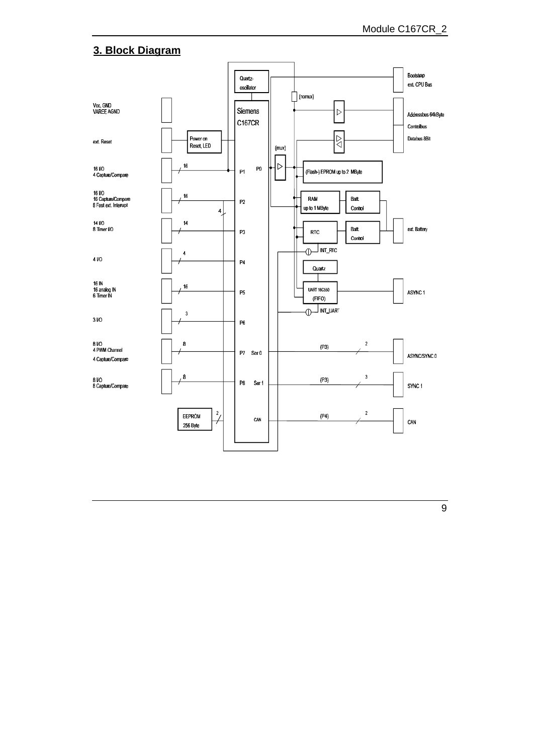## 3. Block Diagram

Quartz-oscillator

Bootstrap
ext. CPU Bus

(nomux)

Vcc, GND
VAREF, AGND

Siemens
C167CR

Addressbus 64kByte
Controlbus
Databus 8Bit

ext. Reset

Power on
Reset, LED

(mux)

16 I/O
4 Capture/Compare

16

P1

P0

(Flash-) EPROM up to 2 MByte

16 I/O
16 Capture/Compare
8 Fast ext. Interrupt

16

P2

4

RAM
up to 1 MByte

Batt. Control

14 I/O
8 Timer I/O

14

P3

RTC

Batt. Control

ext. Battery

INT_RTC

4 I/O

4

P4

Quartz

16 IN
16 analog IN
6 Timer IN

16

P5

UART 16C550
(FIFO)

ASYNC 1

INT_UART

3 I/O

3

P6

8 I/O
4 PWM Channel
4 Capture/Compare

8

P7 Ser 0

(P3)

2

ASYNC/SYNC 0

8 I/O
8 Capture/Compare

8

P8 Ser 1

(P3)

3

SYNC 1

EEPROM
256 Byte

2

CAN

(P4)

2

CAN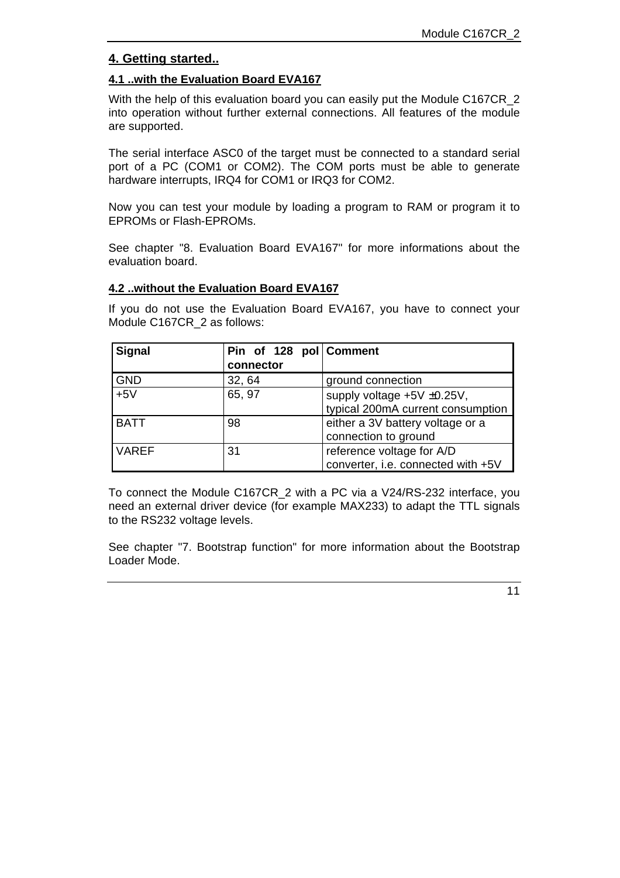## 4. Getting started..

### 4.1 ..with the Evaluation Board EVA167

With the help of this evaluation board you can easily put the Module C167CR_2 into operation without further external connections. All features of the module are supported.

The serial interface ASC0 of the target must be connected to a standard serial port of a PC (COM1 or COM2). The COM ports must be able to generate hardware interrupts, IRQ4 for COM1 or IRQ3 for COM2.

Now you can test your module by loading a program to RAM or program it to EPROMs or Flash-EPROMs.

See chapter "8. Evaluation Board EVA167" for more informations about the evaluation board.

### 4.2 ..without the Evaluation Board EVA167

If you do not use the Evaluation Board EVA167, you have to connect your Module C167CR_2 as follows:

| Signal | Pin of 128 pol connector | Comment |
|---|---|---|
| GND | 32, 64 | ground connection |
| +5V | 65, 97 | supply voltage +5V ±0.25V, typical 200mA current consumption |
| BATT | 98 | either a 3V battery voltage or a connection to ground |
| VAREF | 31 | reference voltage for A/D converter, i.e. connected with +5V |

To connect the Module C167CR_2 with a PC via a V24/RS-232 interface, you need an external driver device (for example MAX233) to adapt the TTL signals to the RS232 voltage levels.

See chapter "7. Bootstrap function" for more information about the Bootstrap Loader Mode.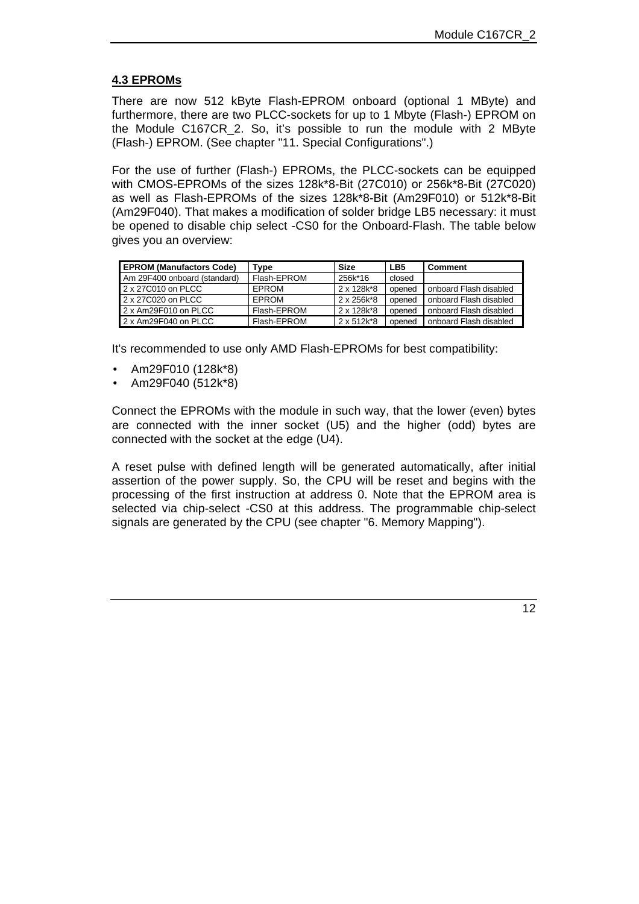## 4.3 EPROMs

There are now 512 kByte Flash-EPROM onboard (optional 1 MByte) and furthermore, there are two PLCC-sockets for up to 1 Mbyte (Flash-) EPROM on the Module C167CR_2. So, it's possible to run the module with 2 MByte (Flash-) EPROM. (See chapter "11. Special Configurations".)

For the use of further (Flash-) EPROMs, the PLCC-sockets can be equipped with CMOS-EPROMs of the sizes 128k*8-Bit (27C010) or 256k*8-Bit (27C020) as well as Flash-EPROMs of the sizes 128k*8-Bit (Am29F010) or 512k*8-Bit (Am29F040). That makes a modification of solder bridge LB5 necessary: it must be opened to disable chip select -CS0 for the Onboard-Flash. The table below gives you an overview:

| EPROM (Manufactors Code) | Type | Size | LB5 | Comment |
|---|---|---|---|---|
| Am 29F400 onboard (standard) | Flash-EPROM | 256k*16 | closed | |
| 2 x 27C010 on PLCC | EPROM | 2 x 128k*8 | opened | onboard Flash disabled |
| 2 x 27C020 on PLCC | EPROM | 2 x 256k*8 | opened | onboard Flash disabled |
| 2 x Am29F010 on PLCC | Flash-EPROM | 2 x 128k*8 | opened | onboard Flash disabled |
| 2 x Am29F040 on PLCC | Flash-EPROM | 2 x 512k*8 | opened | onboard Flash disabled |

It's recommended to use only AMD Flash-EPROMs for best compatibility:

- Am29F010 (128k*8)
- Am29F040 (512k*8)

Connect the EPROMs with the module in such way, that the lower (even) bytes are connected with the inner socket (U5) and the higher (odd) bytes are connected with the socket at the edge (U4).

A reset pulse with defined length will be generated automatically, after initial assertion of the power supply. So, the CPU will be reset and begins with the processing of the first instruction at address 0. Note that the EPROM area is selected via chip-select -CS0 at this address. The programmable chip-select signals are generated by the CPU (see chapter "6. Memory Mapping").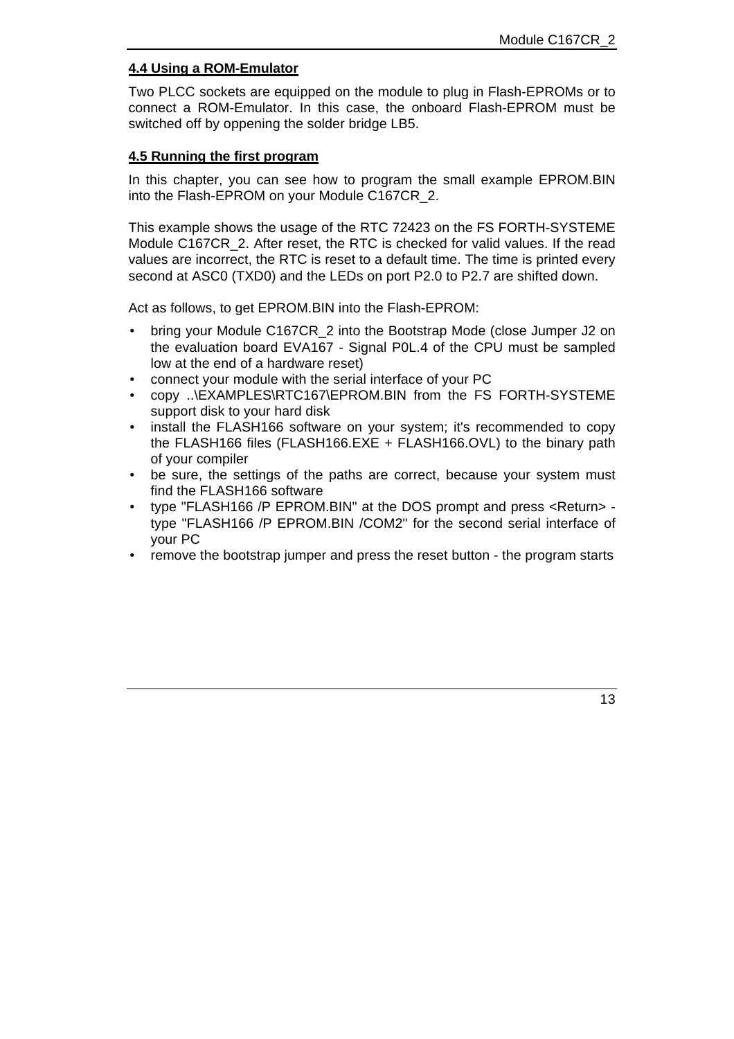#### 4.4 Using a ROM-Emulator

Two PLCC sockets are equipped on the module to plug in Flash-EPROMs or to connect a ROM-Emulator. In this case, the onboard Flash-EPROM must be switched off by oppening the solder bridge LB5.

#### 4.5 Running the first program

In this chapter, you can see how to program the small example EPROM.BIN into the Flash-EPROM on your Module C167CR_2.

This example shows the usage of the RTC 72423 on the FS FORTH-SYSTEME Module C167CR_2. After reset, the RTC is checked for valid values. If the read values are incorrect, the RTC is reset to a default time. The time is printed every second at ASC0 (TXD0) and the LEDs on port P2.0 to P2.7 are shifted down.

Act as follows, to get EPROM.BIN into the Flash-EPROM:

- bring your Module C167CR_2 into the Bootstrap Mode (close Jumper J2 on the evaluation board EVA167 - Signal P0L.4 of the CPU must be sampled low at the end of a hardware reset)
- connect your module with the serial interface of your PC
- copy ..\EXAMPLES\RTC167\EPROM.BIN from the FS FORTH-SYSTEME support disk to your hard disk
- install the FLASH166 software on your system; it's recommended to copy the FLASH166 files (FLASH166.EXE + FLASH166.OVL) to the binary path of your compiler
- be sure, the settings of the paths are correct, because your system must find the FLASH166 software
- type "FLASH166 /P EPROM.BIN" at the DOS prompt and press <Return> - type "FLASH166 /P EPROM.BIN /COM2" for the second serial interface of your PC
- remove the bootstrap jumper and press the reset button - the program starts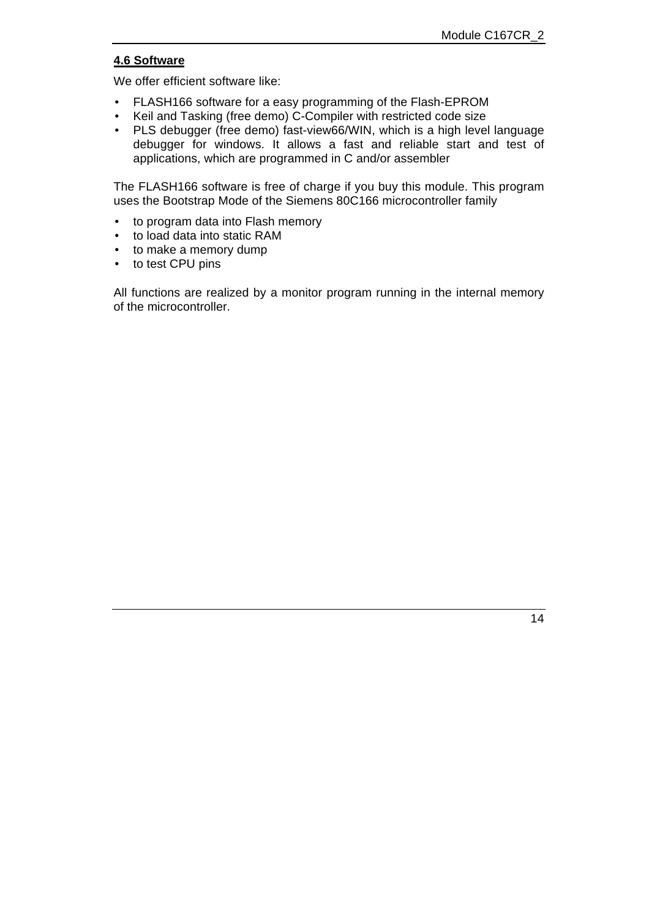## 4.6 Software

We offer efficient software like:

- FLASH166 software for a easy programming of the Flash-EPROM
- Keil and Tasking (free demo) C-Compiler with restricted code size
- PLS debugger (free demo) fast-view66/WIN, which is a high level language debugger for windows. It allows a fast and reliable start and test of applications, which are programmed in C and/or assembler

The FLASH166 software is free of charge if you buy this module. This program uses the Bootstrap Mode of the Siemens 80C166 microcontroller family

- to program data into Flash memory
- to load data into static RAM
- to make a memory dump
- to test CPU pins

All functions are realized by a monitor program running in the internal memory of the microcontroller.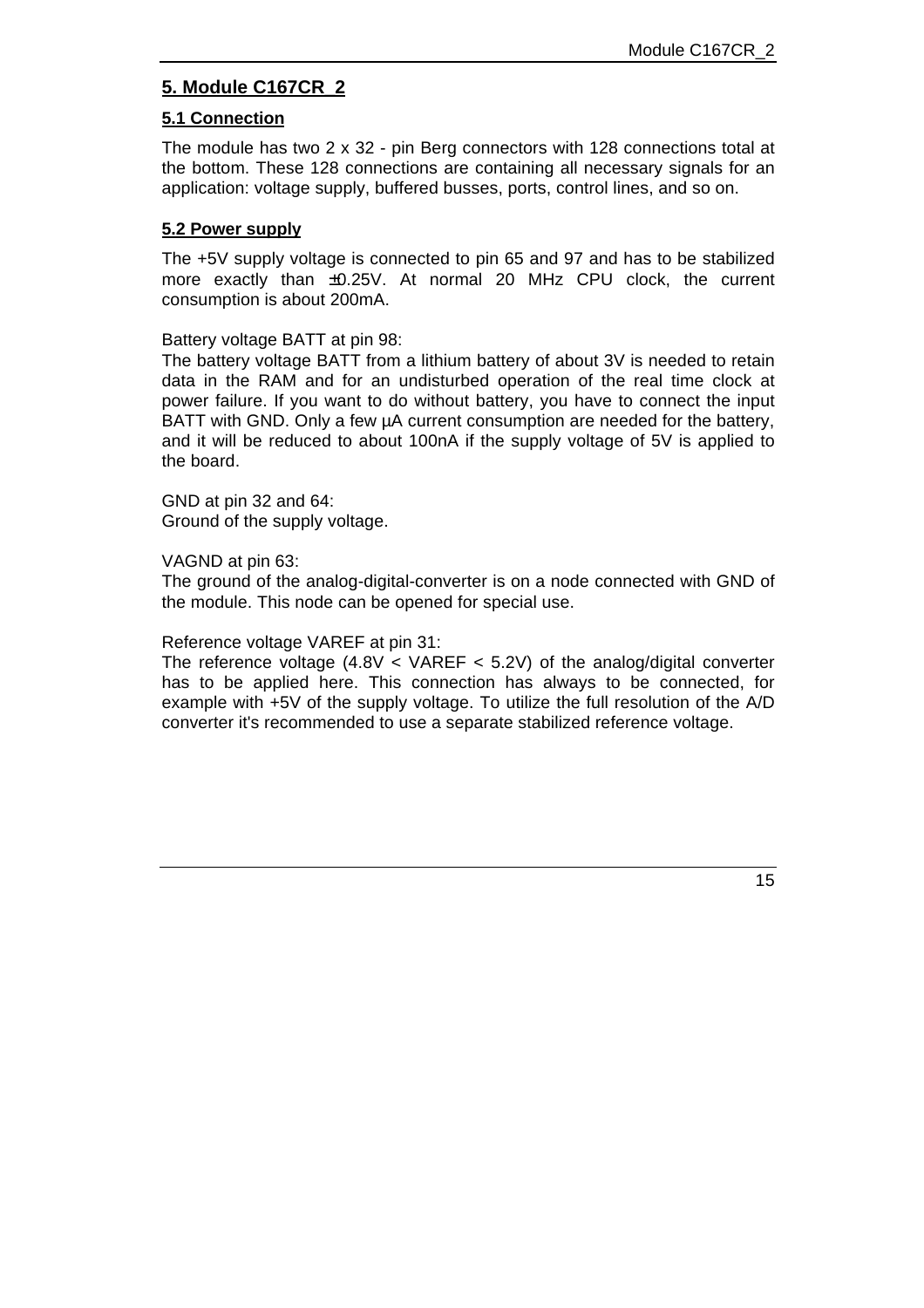# 5. Module C167CR_2

## 5.1 Connection

The module has two 2 x 32 - pin Berg connectors with 128 connections total at the bottom. These 128 connections are containing all necessary signals for an application: voltage supply, buffered busses, ports, control lines, and so on.

## 5.2 Power supply

The +5V supply voltage is connected to pin 65 and 97 and has to be stabilized more exactly than ±0.25V. At normal 20 MHz CPU clock, the current consumption is about 200mA.

Battery voltage BATT at pin 98:
The battery voltage BATT from a lithium battery of about 3V is needed to retain data in the RAM and for an undisturbed operation of the real time clock at power failure. If you want to do without battery, you have to connect the input BATT with GND. Only a few µA current consumption are needed for the battery, and it will be reduced to about 100nA if the supply voltage of 5V is applied to the board.

GND at pin 32 and 64:
Ground of the supply voltage.

VAGND at pin 63:
The ground of the analog-digital-converter is on a node connected with GND of the module. This node can be opened for special use.

Reference voltage VAREF at pin 31:
The reference voltage (4.8V < VAREF < 5.2V) of the analog/digital converter has to be applied here. This connection has always to be connected, for example with +5V of the supply voltage. To utilize the full resolution of the A/D converter it's recommended to use a separate stabilized reference voltage.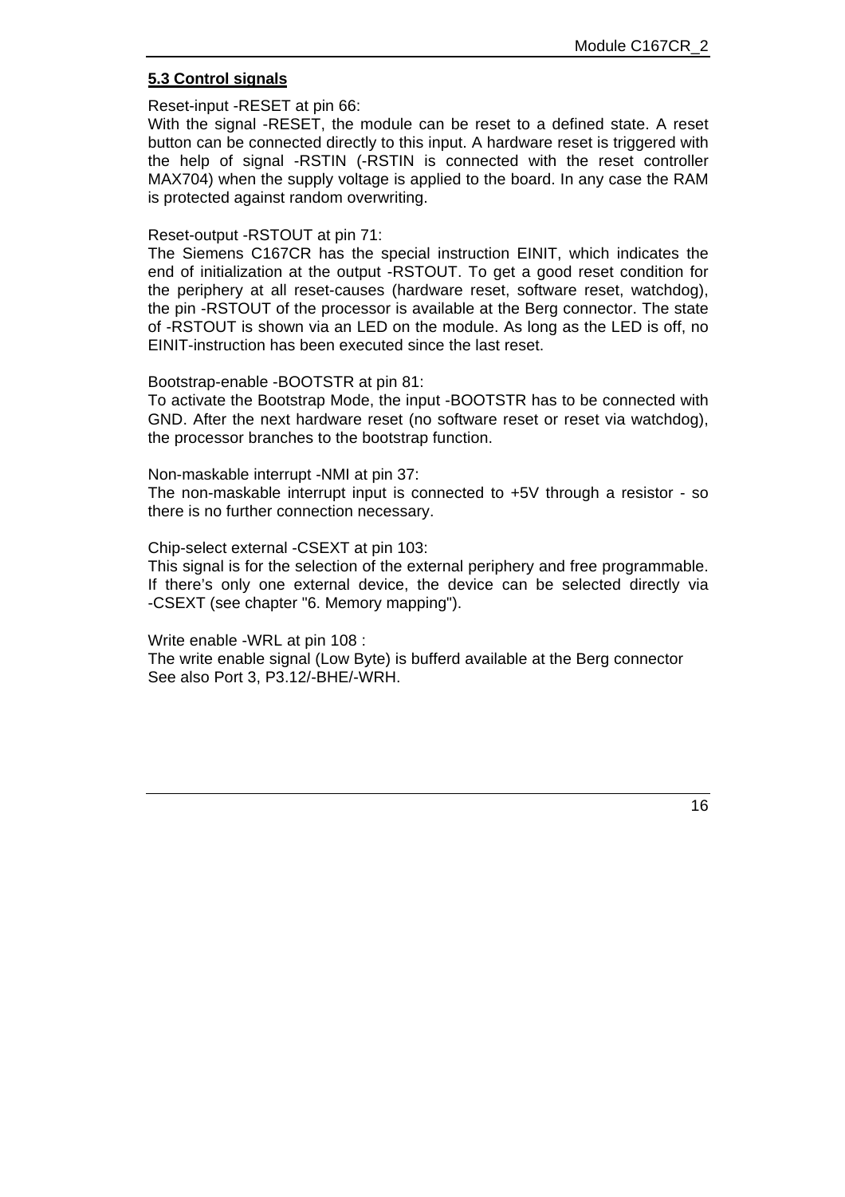## 5.3 Control signals

Reset-input -RESET at pin 66:
With the signal -RESET, the module can be reset to a defined state. A reset button can be connected directly to this input. A hardware reset is triggered with the help of signal -RSTIN (-RSTIN is connected with the reset controller MAX704) when the supply voltage is applied to the board. In any case the RAM is protected against random overwriting.

Reset-output -RSTOUT at pin 71:
The Siemens C167CR has the special instruction EINIT, which indicates the end of initialization at the output -RSTOUT. To get a good reset condition for the periphery at all reset-causes (hardware reset, software reset, watchdog), the pin -RSTOUT of the processor is available at the Berg connector. The state of -RSTOUT is shown via an LED on the module. As long as the LED is off, no EINIT-instruction has been executed since the last reset.

Bootstrap-enable -BOOTSTR at pin 81:
To activate the Bootstrap Mode, the input -BOOTSTR has to be connected with GND. After the next hardware reset (no software reset or reset via watchdog), the processor branches to the bootstrap function.

Non-maskable interrupt -NMI at pin 37:
The non-maskable interrupt input is connected to +5V through a resistor - so there is no further connection necessary.

Chip-select external -CSEXT at pin 103:
This signal is for the selection of the external periphery and free programmable. If there's only one external device, the device can be selected directly via -CSEXT (see chapter "6. Memory mapping").

Write enable -WRL at pin 108 :
The write enable signal (Low Byte) is bufferd available at the Berg connector
See also Port 3, P3.12/-BHE/-WRH.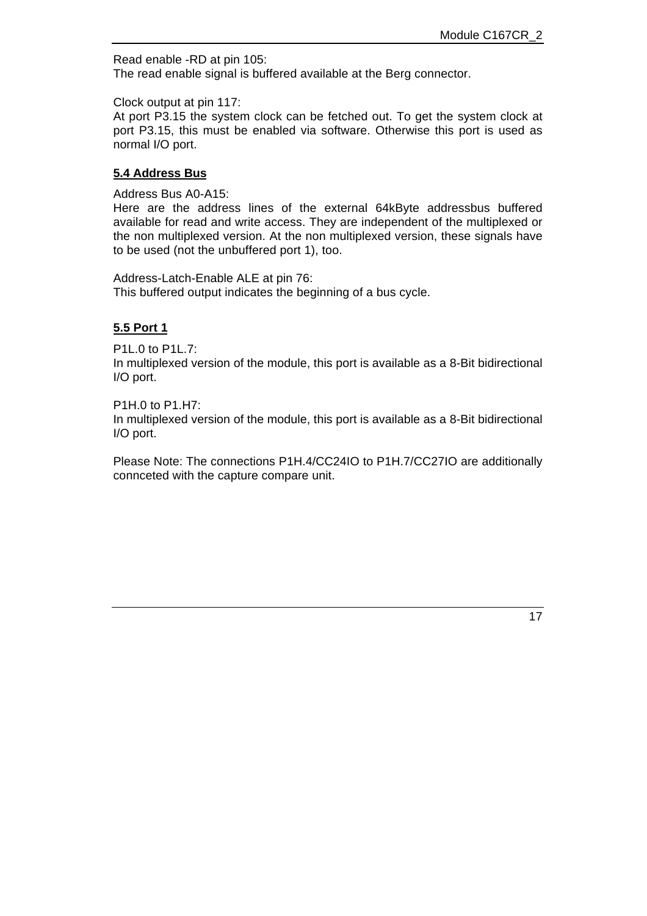Read enable -RD at pin 105:
The read enable signal is buffered available at the Berg connector.

Clock output at pin 117:
At port P3.15 the system clock can be fetched out. To get the system clock at port P3.15, this must be enabled via software. Otherwise this port is used as normal I/O port.

## 5.4 Address Bus

Address Bus A0-A15:
Here are the address lines of the external 64kByte addressbus buffered available for read and write access. They are independent of the multiplexed or the non multiplexed version. At the non multiplexed version, these signals have to be used (not the unbuffered port 1), too.

Address-Latch-Enable ALE at pin 76:
This buffered output indicates the beginning of a bus cycle.

## 5.5 Port 1

P1L.0 to P1L.7:
In multiplexed version of the module, this port is available as a 8-Bit bidirectional I/O port.

P1H.0 to P1.H7:
In multiplexed version of the module, this port is available as a 8-Bit bidirectional I/O port.

Please Note: The connections P1H.4/CC24IO to P1H.7/CC27IO are additionally connceted with the capture compare unit.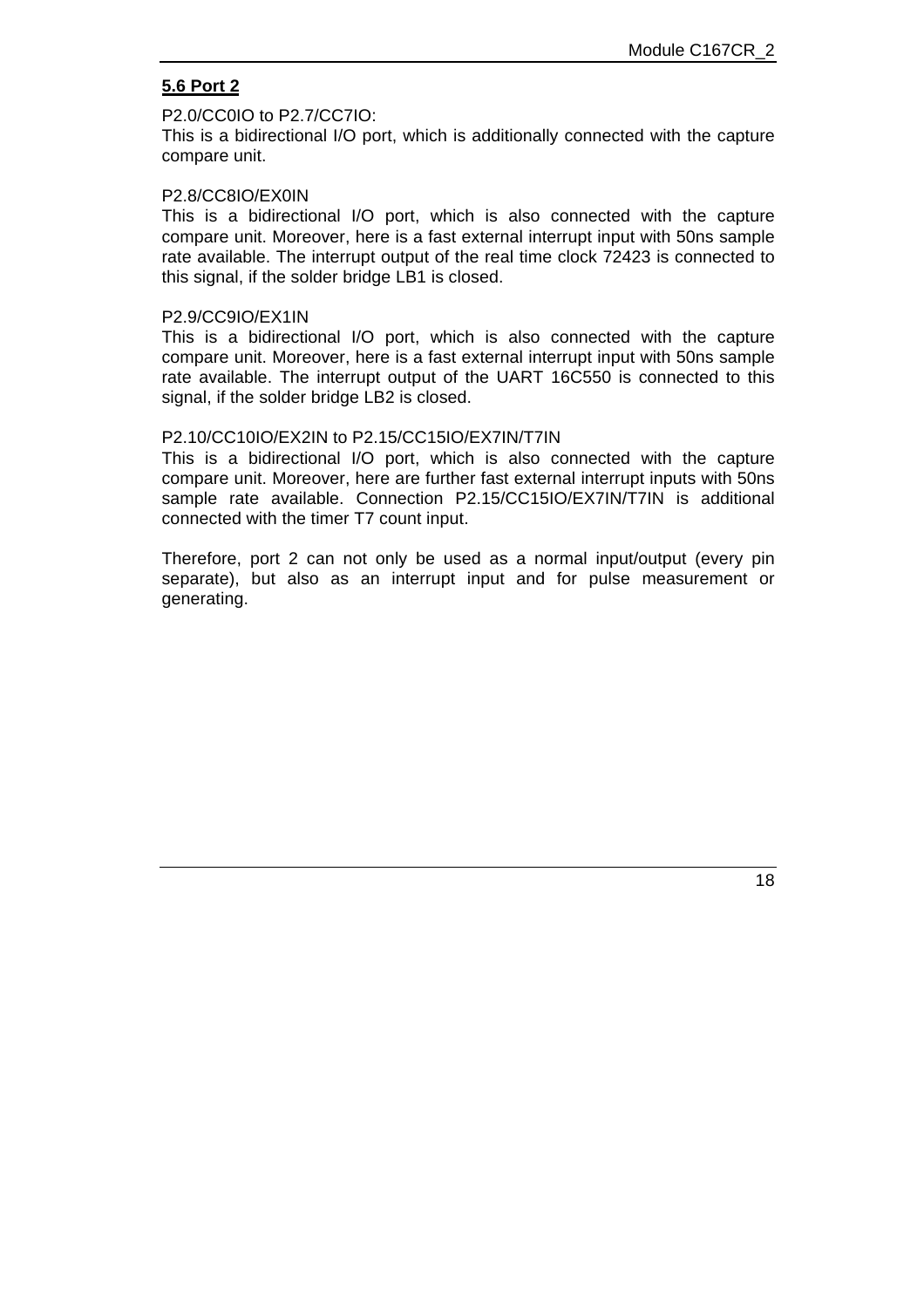## 5.6 Port 2

P2.0/CC0IO to P2.7/CC7IO:
This is a bidirectional I/O port, which is additionally connected with the capture compare unit.

P2.8/CC8IO/EX0IN
This is a bidirectional I/O port, which is also connected with the capture compare unit. Moreover, here is a fast external interrupt input with 50ns sample rate available. The interrupt output of the real time clock 72423 is connected to this signal, if the solder bridge LB1 is closed.

P2.9/CC9IO/EX1IN
This is a bidirectional I/O port, which is also connected with the capture compare unit. Moreover, here is a fast external interrupt input with 50ns sample rate available. The interrupt output of the UART 16C550 is connected to this signal, if the solder bridge LB2 is closed.

P2.10/CC10IO/EX2IN to P2.15/CC15IO/EX7IN/T7IN
This is a bidirectional I/O port, which is also connected with the capture compare unit. Moreover, here are further fast external interrupt inputs with 50ns sample rate available. Connection P2.15/CC15IO/EX7IN/T7IN is additional connected with the timer T7 count input.

Therefore, port 2 can not only be used as a normal input/output (every pin separate), but also as an interrupt input and for pulse measurement or generating.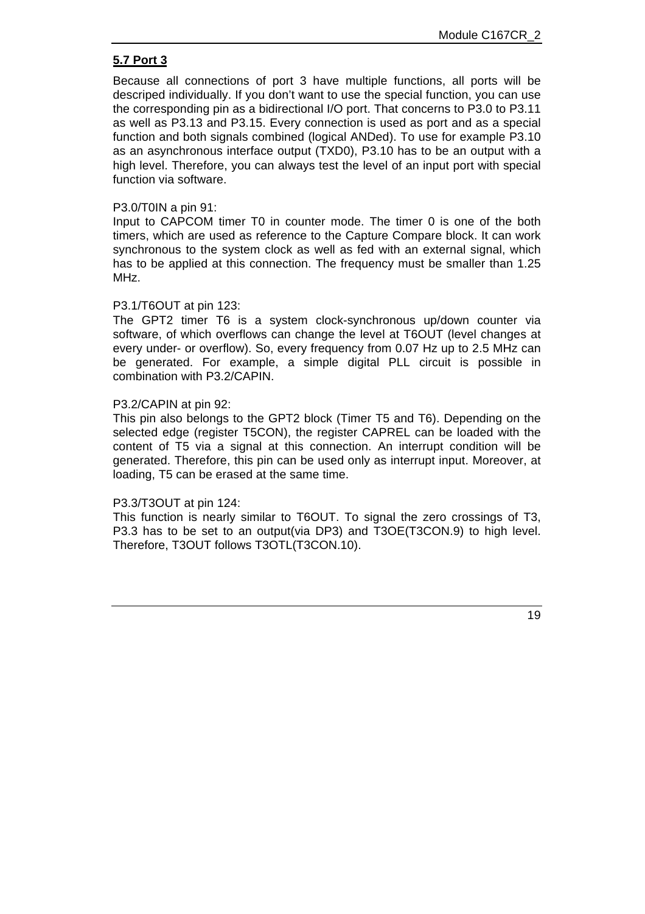## 5.7 Port 3

Because all connections of port 3 have multiple functions, all ports will be descriped individually. If you don't want to use the special function, you can use the corresponding pin as a bidirectional I/O port. That concerns to P3.0 to P3.11 as well as P3.13 and P3.15. Every connection is used as port and as a special function and both signals combined (logical ANDed). To use for example P3.10 as an asynchronous interface output (TXD0), P3.10 has to be an output with a high level. Therefore, you can always test the level of an input port with special function via software.

P3.0/T0IN a pin 91:
Input to CAPCOM timer T0 in counter mode. The timer 0 is one of the both timers, which are used as reference to the Capture Compare block. It can work synchronous to the system clock as well as fed with an external signal, which has to be applied at this connection. The frequency must be smaller than 1.25 MHz.

P3.1/T6OUT at pin 123:
The GPT2 timer T6 is a system clock-synchronous up/down counter via software, of which overflows can change the level at T6OUT (level changes at every under- or overflow). So, every frequency from 0.07 Hz up to 2.5 MHz can be generated. For example, a simple digital PLL circuit is possible in combination with P3.2/CAPIN.

P3.2/CAPIN at pin 92:
This pin also belongs to the GPT2 block (Timer T5 and T6). Depending on the selected edge (register T5CON), the register CAPREL can be loaded with the content of T5 via a signal at this connection. An interrupt condition will be generated. Therefore, this pin can be used only as interrupt input. Moreover, at loading, T5 can be erased at the same time.

P3.3/T3OUT at pin 124:
This function is nearly similar to T6OUT. To signal the zero crossings of T3, P3.3 has to be set to an output(via DP3) and T3OE(T3CON.9) to high level. Therefore, T3OUT follows T3OTL(T3CON.10).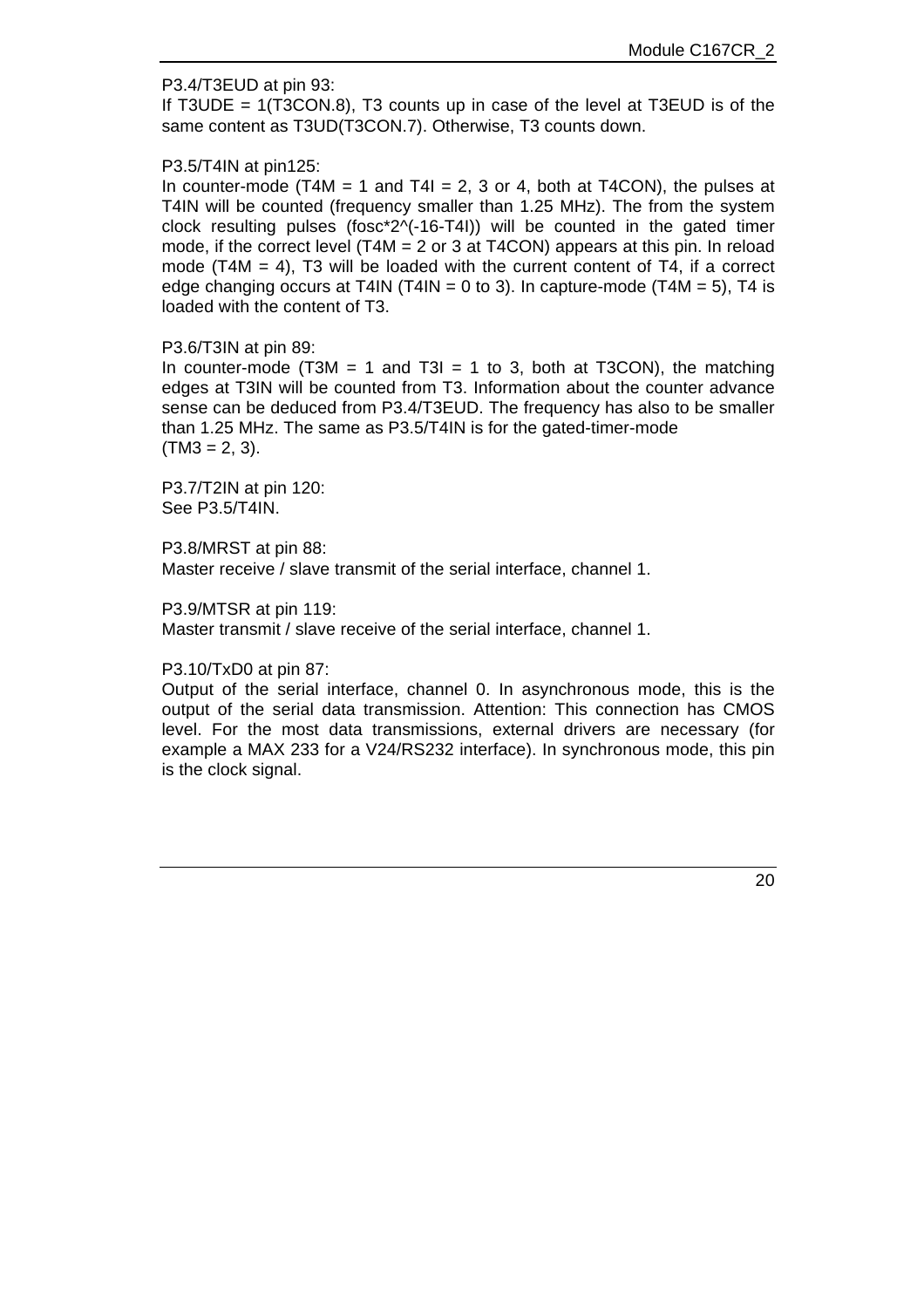P3.4/T3EUD at pin 93:
If T3UDE = 1(T3CON.8), T3 counts up in case of the level at T3EUD is of the same content as T3UD(T3CON.7). Otherwise, T3 counts down.

P3.5/T4IN at pin125:
In counter-mode (T4M = 1 and T4I = 2, 3 or 4, both at T4CON), the pulses at T4IN will be counted (frequency smaller than 1.25 MHz). The from the system clock resulting pulses (fosc*2^(-16-T4I)) will be counted in the gated timer mode, if the correct level (T4M = 2 or 3 at T4CON) appears at this pin. In reload mode (T4M = 4), T3 will be loaded with the current content of T4, if a correct edge changing occurs at T4IN (T4IN = 0 to 3). In capture-mode (T4M = 5), T4 is loaded with the content of T3.

P3.6/T3IN at pin 89:
In counter-mode (T3M = 1 and T3I = 1 to 3, both at T3CON), the matching edges at T3IN will be counted from T3. Information about the counter advance sense can be deduced from P3.4/T3EUD. The frequency has also to be smaller than 1.25 MHz. The same as P3.5/T4IN is for the gated-timer-mode
(TM3 = 2, 3).

P3.7/T2IN at pin 120:
See P3.5/T4IN.

P3.8/MRST at pin 88:
Master receive / slave transmit of the serial interface, channel 1.

P3.9/MTSR at pin 119:
Master transmit / slave receive of the serial interface, channel 1.

P3.10/TxD0 at pin 87:
Output of the serial interface, channel 0. In asynchronous mode, this is the output of the serial data transmission. Attention: This connection has CMOS level. For the most data transmissions, external drivers are necessary (for example a MAX 233 for a V24/RS232 interface). In synchronous mode, this pin is the clock signal.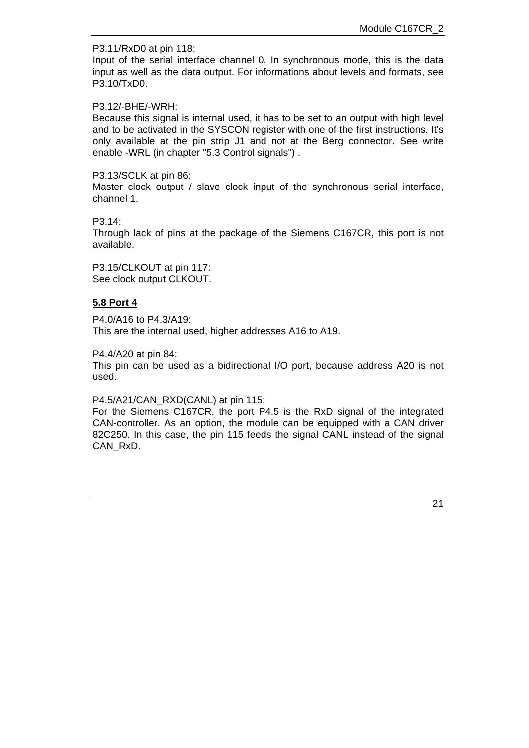P3.11/RxD0 at pin 118:
Input of the serial interface channel 0. In synchronous mode, this is the data input as well as the data output. For informations about levels and formats, see P3.10/TxD0.

P3.12/-BHE/-WRH:
Because this signal is internal used, it has to be set to an output with high level and to be activated in the SYSCON register with one of the first instructions. It's only available at the pin strip J1 and not at the Berg connector. See write enable -WRL (in chapter "5.3 Control signals") .

P3.13/SCLK at pin 86:
Master clock output / slave clock input of the synchronous serial interface, channel 1.

P3.14:
Through lack of pins at the package of the Siemens C167CR, this port is not available.

P3.15/CLKOUT at pin 117:
See clock output CLKOUT.

## 5.8 Port 4

P4.0/A16 to P4.3/A19:
This are the internal used, higher addresses A16 to A19.

P4.4/A20 at pin 84:
This pin can be used as a bidirectional I/O port, because address A20 is not used.

P4.5/A21/CAN_RXD(CANL) at pin 115:
For the Siemens C167CR, the port P4.5 is the RxD signal of the integrated CAN-controller. As an option, the module can be equipped with a CAN driver 82C250. In this case, the pin 115 feeds the signal CANL instead of the signal CAN_RxD.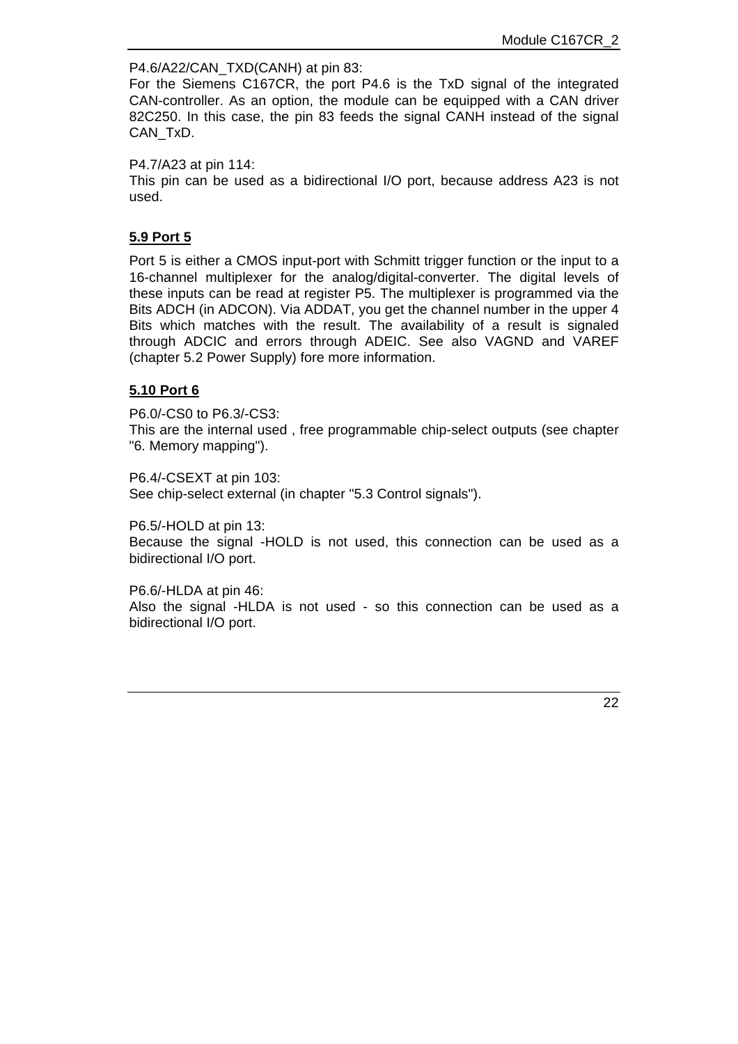P4.6/A22/CAN_TXD(CANH) at pin 83:
For the Siemens C167CR, the port P4.6 is the TxD signal of the integrated CAN-controller. As an option, the module can be equipped with a CAN driver 82C250. In this case, the pin 83 feeds the signal CANH instead of the signal CAN_TxD.

P4.7/A23 at pin 114:
This pin can be used as a bidirectional I/O port, because address A23 is not used.

## 5.9 Port 5

Port 5 is either a CMOS input-port with Schmitt trigger function or the input to a 16-channel multiplexer for the analog/digital-converter. The digital levels of these inputs can be read at register P5. The multiplexer is programmed via the Bits ADCH (in ADCON). Via ADDAT, you get the channel number in the upper 4 Bits which matches with the result. The availability of a result is signaled through ADCIC and errors through ADEIC. See also VAGND and VAREF (chapter 5.2 Power Supply) fore more information.

## 5.10 Port 6

P6.0/-CS0 to P6.3/-CS3:
This are the internal used , free programmable chip-select outputs (see chapter "6. Memory mapping").

P6.4/-CSEXT at pin 103:
See chip-select external (in chapter "5.3 Control signals").

P6.5/-HOLD at pin 13:
Because the signal -HOLD is not used, this connection can be used as a bidirectional I/O port.

P6.6/-HLDA at pin 46:
Also the signal -HLDA is not used - so this connection can be used as a bidirectional I/O port.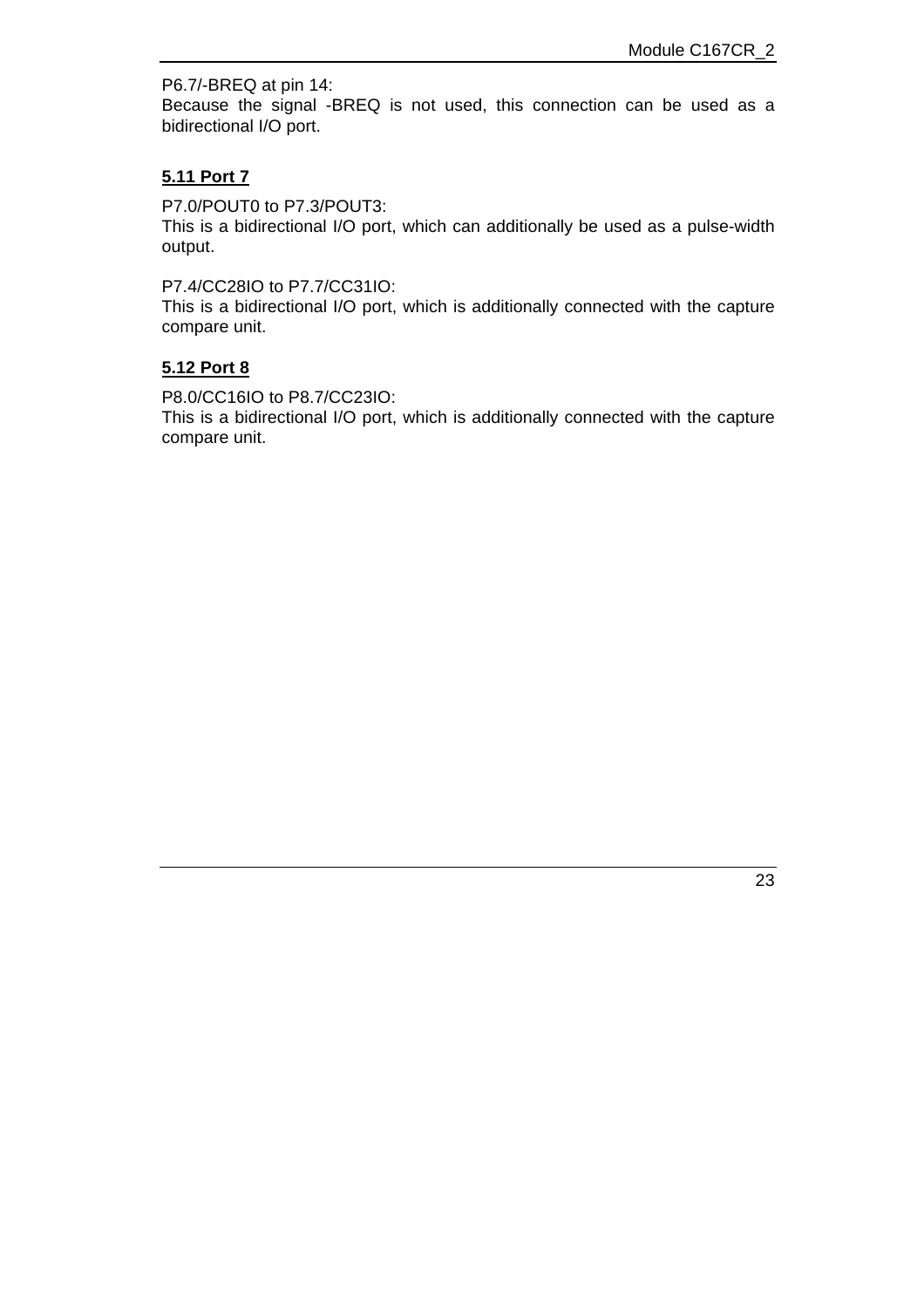P6.7/-BREQ at pin 14:
Because the signal -BREQ is not used, this connection can be used as a bidirectional I/O port.

## 5.11 Port 7

P7.0/POUT0 to P7.3/POUT3:
This is a bidirectional I/O port, which can additionally be used as a pulse-width output.

P7.4/CC28IO to P7.7/CC31IO:
This is a bidirectional I/O port, which is additionally connected with the capture compare unit.

## 5.12 Port 8

P8.0/CC16IO to P8.7/CC23IO:
This is a bidirectional I/O port, which is additionally connected with the capture compare unit.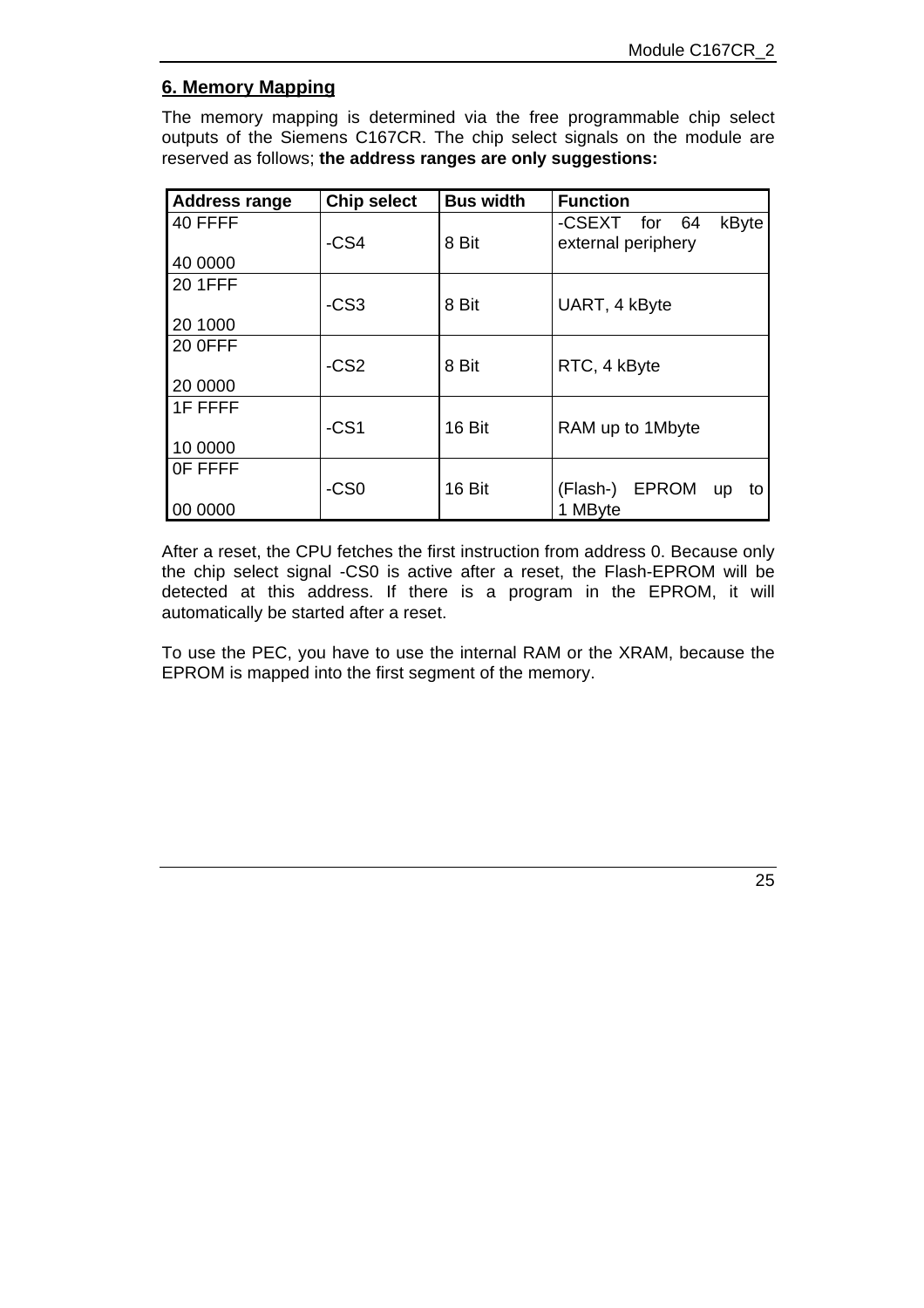## 6. Memory Mapping

The memory mapping is determined via the free programmable chip select outputs of the Siemens C167CR. The chip select signals on the module are reserved as follows; **the address ranges are only suggestions:**

| Address range | Chip select | Bus width | Function |
|---|---|---|---|
| 40 FFFF<br>40 0000 | -CS4 | 8 Bit | -CSEXT for 64 kByte external periphery |
| 20 1FFF<br>20 1000 | -CS3 | 8 Bit | UART, 4 kByte |
| 20 0FFF<br>20 0000 | -CS2 | 8 Bit | RTC, 4 kByte |
| 1F FFFF<br>10 0000 | -CS1 | 16 Bit | RAM up to 1Mbyte |
| 0F FFFF<br>00 0000 | -CS0 | 16 Bit | (Flash-) EPROM up to 1 MByte |

After a reset, the CPU fetches the first instruction from address 0. Because only the chip select signal -CS0 is active after a reset, the Flash-EPROM will be detected at this address. If there is a program in the EPROM, it will automatically be started after a reset.

To use the PEC, you have to use the internal RAM or the XRAM, because the EPROM is mapped into the first segment of the memory.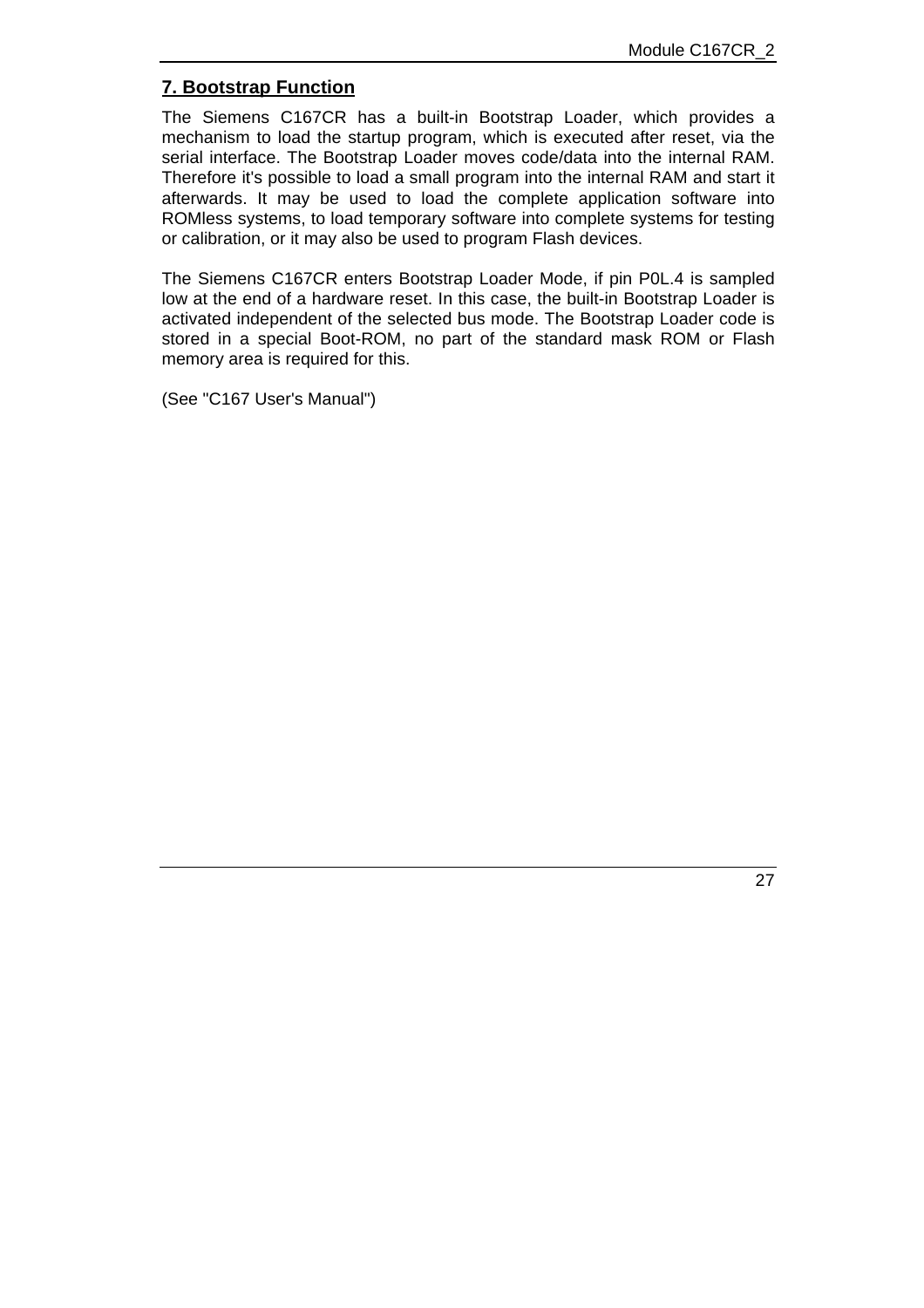## 7. Bootstrap Function

The Siemens C167CR has a built-in Bootstrap Loader, which provides a mechanism to load the startup program, which is executed after reset, via the serial interface. The Bootstrap Loader moves code/data into the internal RAM. Therefore it's possible to load a small program into the internal RAM and start it afterwards. It may be used to load the complete application software into ROMless systems, to load temporary software into complete systems for testing or calibration, or it may also be used to program Flash devices.

The Siemens C167CR enters Bootstrap Loader Mode, if pin P0L.4 is sampled low at the end of a hardware reset. In this case, the built-in Bootstrap Loader is activated independent of the selected bus mode. The Bootstrap Loader code is stored in a special Boot-ROM, no part of the standard mask ROM or Flash memory area is required for this.

(See "C167 User's Manual")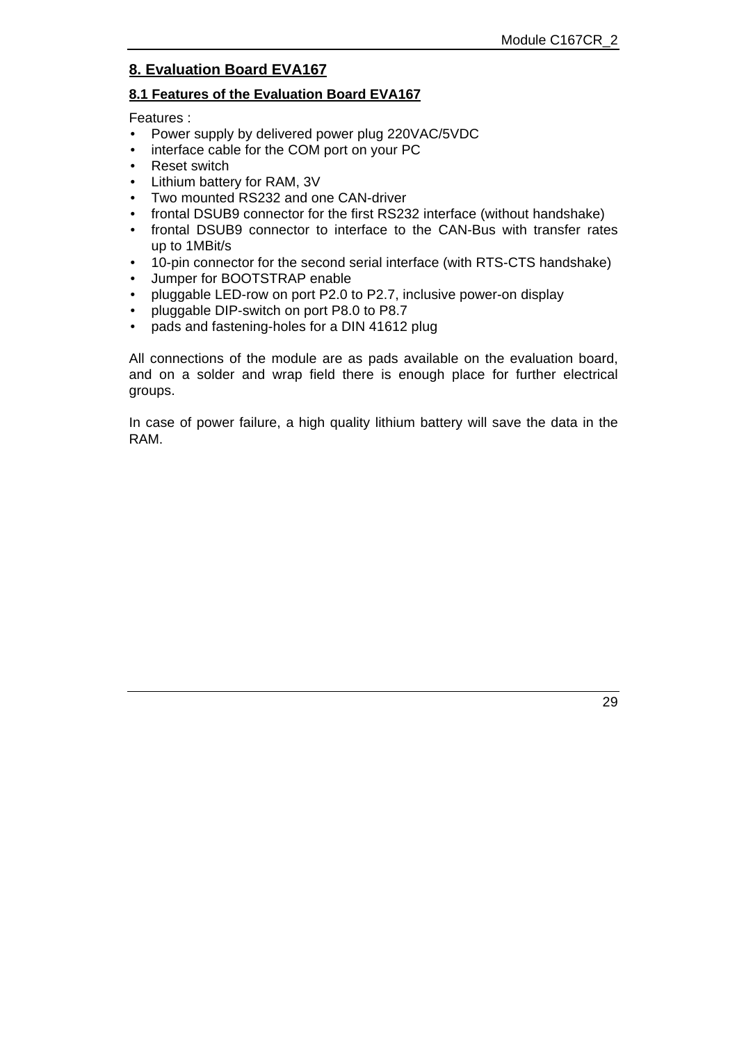## 8. Evaluation Board EVA167

### 8.1 Features of the Evaluation Board EVA167

Features :

- Power supply by delivered power plug 220VAC/5VDC
- interface cable for the COM port on your PC
- Reset switch
- Lithium battery for RAM, 3V
- Two mounted RS232 and one CAN-driver
- frontal DSUB9 connector for the first RS232 interface (without handshake)
- frontal DSUB9 connector to interface to the CAN-Bus with transfer rates up to 1MBit/s
- 10-pin connector for the second serial interface (with RTS-CTS handshake)
- Jumper for BOOTSTRAP enable
- pluggable LED-row on port P2.0 to P2.7, inclusive power-on display
- pluggable DIP-switch on port P8.0 to P8.7
- pads and fastening-holes for a DIN 41612 plug

All connections of the module are as pads available on the evaluation board, and on a solder and wrap field there is enough place for further electrical groups.

In case of power failure, a high quality lithium battery will save the data in the RAM.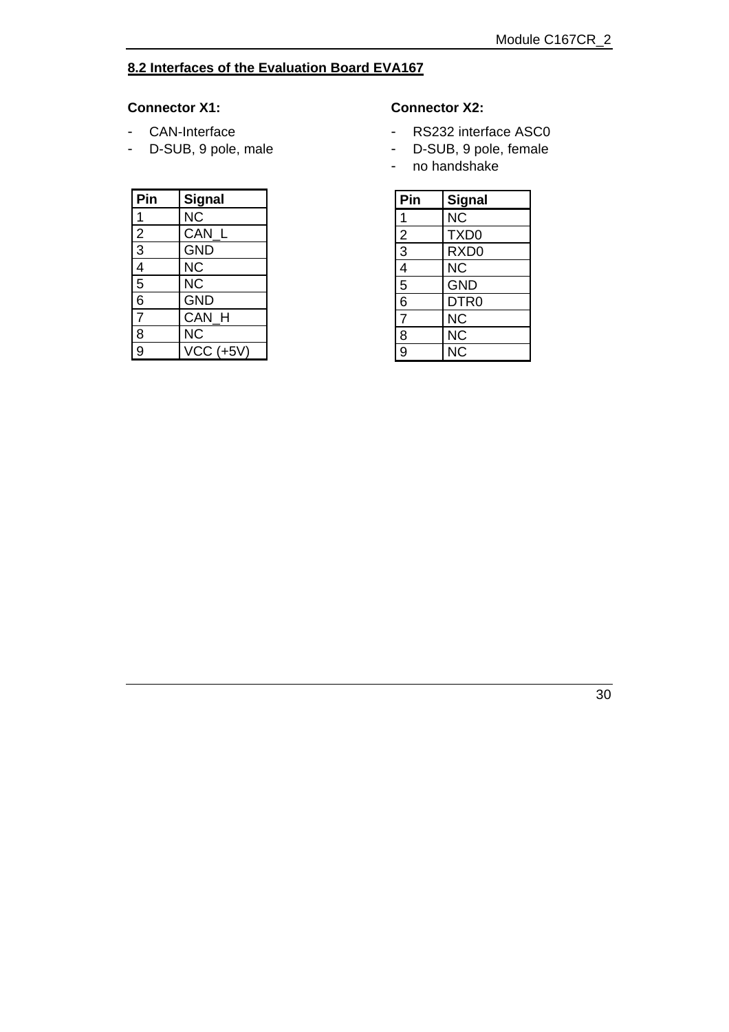## 8.2 Interfaces of the Evaluation Board EVA167

**Connector X1:**

- CAN-Interface
- D-SUB, 9 pole, male

| Pin | Signal |
|---|---|
| 1 | NC |
| 2 | CAN_L |
| 3 | GND |
| 4 | NC |
| 5 | NC |
| 6 | GND |
| 7 | CAN_H |
| 8 | NC |
| 9 | VCC (+5V) |

**Connector X2:**

- RS232 interface ASC0
- D-SUB, 9 pole, female
- no handshake

| Pin | Signal |
|---|---|
| 1 | NC |
| 2 | TXD0 |
| 3 | RXD0 |
| 4 | NC |
| 5 | GND |
| 6 | DTR0 |
| 7 | NC |
| 8 | NC |
| 9 | NC |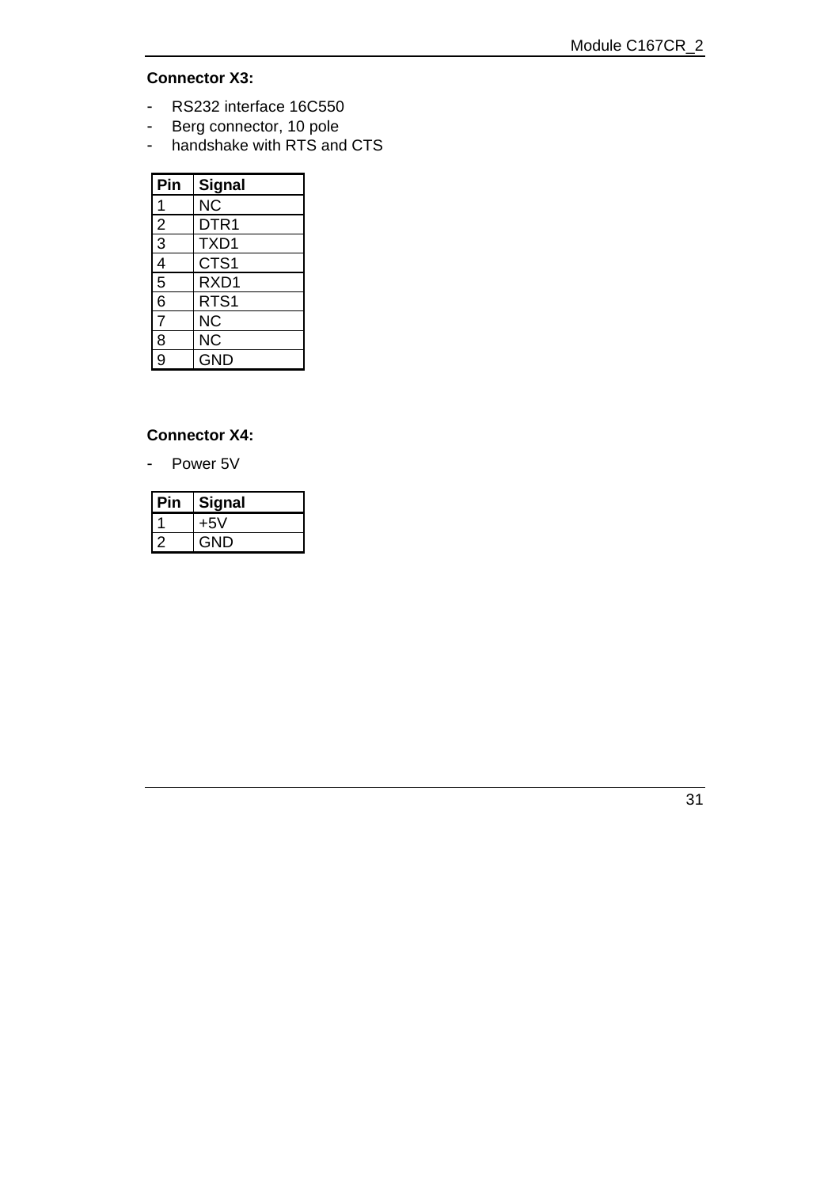**Connector X3:**

- RS232 interface 16C550
- Berg connector, 10 pole
- handshake with RTS and CTS

| Pin | Signal |
|---|---|
| 1 | NC |
| 2 | DTR1 |
| 3 | TXD1 |
| 4 | CTS1 |
| 5 | RXD1 |
| 6 | RTS1 |
| 7 | NC |
| 8 | NC |
| 9 | GND |

**Connector X4:**

- Power 5V

| Pin | Signal |
|---|---|
| 1 | +5V |
| 2 | GND |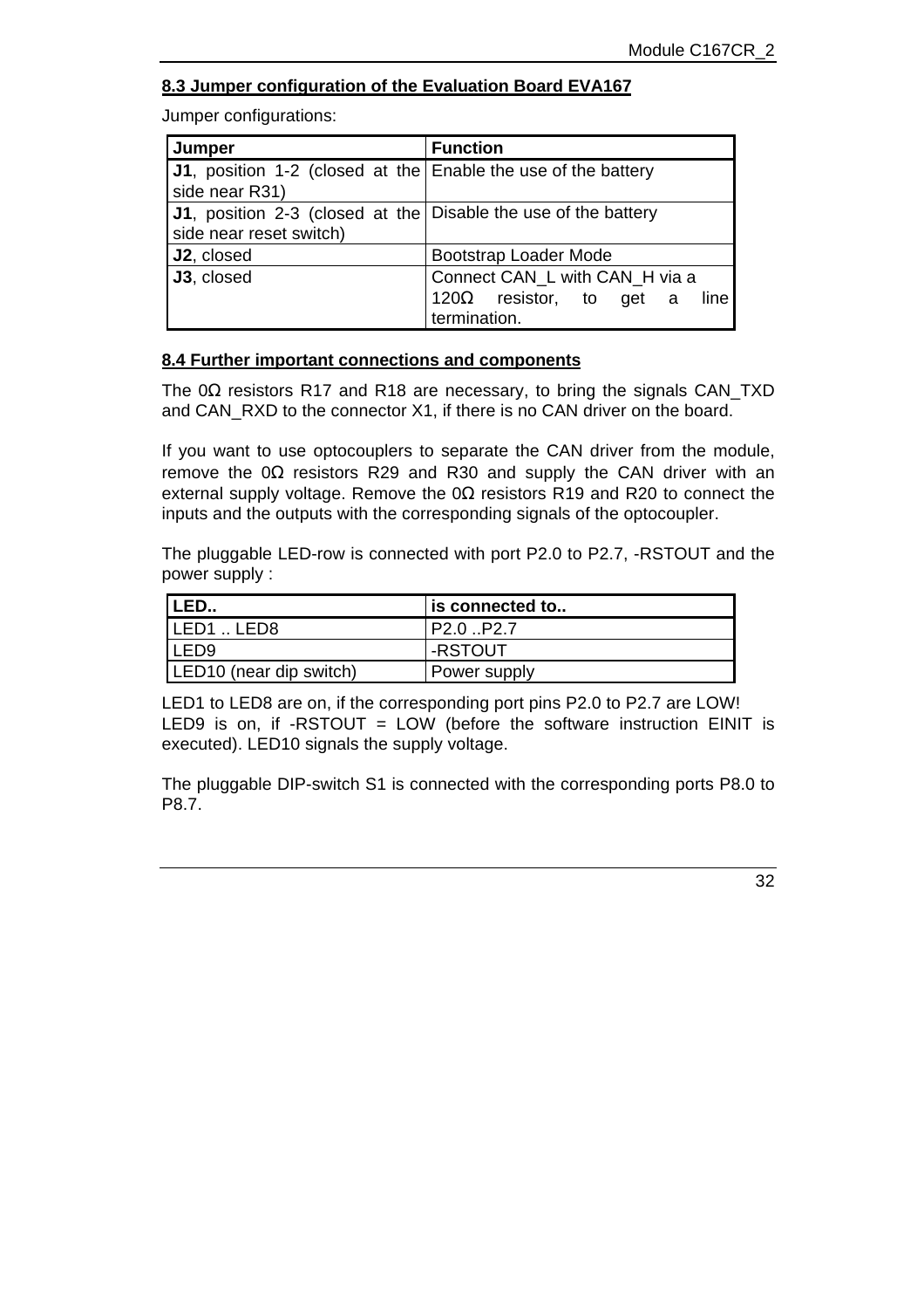### 8.3 Jumper configuration of the Evaluation Board EVA167

Jumper configurations:

| Jumper | Function |
|---|---|
| **J1**, position 1-2 (closed at the side near R31) | Enable the use of the battery |
| **J1**, position 2-3 (closed at the side near reset switch) | Disable the use of the battery |
| **J2**, closed | Bootstrap Loader Mode |
| **J3**, closed | Connect CAN_L with CAN_H via a 120Ω resistor, to get a line termination. |

### 8.4 Further important connections and components

The 0Ω resistors R17 and R18 are necessary, to bring the signals CAN_TXD and CAN_RXD to the connector X1, if there is no CAN driver on the board.

If you want to use optocouplers to separate the CAN driver from the module, remove the 0Ω resistors R29 and R30 and supply the CAN driver with an external supply voltage. Remove the 0Ω resistors R19 and R20 to connect the inputs and the outputs with the corresponding signals of the optocoupler.

The pluggable LED-row is connected with port P2.0 to P2.7, -RSTOUT and the power supply :

| LED.. | is connected to.. |
|---|---|
| LED1 .. LED8 | P2.0 ..P2.7 |
| LED9 | -RSTOUT |
| LED10 (near dip switch) | Power supply |

LED1 to LED8 are on, if the corresponding port pins P2.0 to P2.7 are LOW!
LED9 is on, if -RSTOUT = LOW (before the software instruction EINIT is executed). LED10 signals the supply voltage.

The pluggable DIP-switch S1 is connected with the corresponding ports P8.0 to P8.7.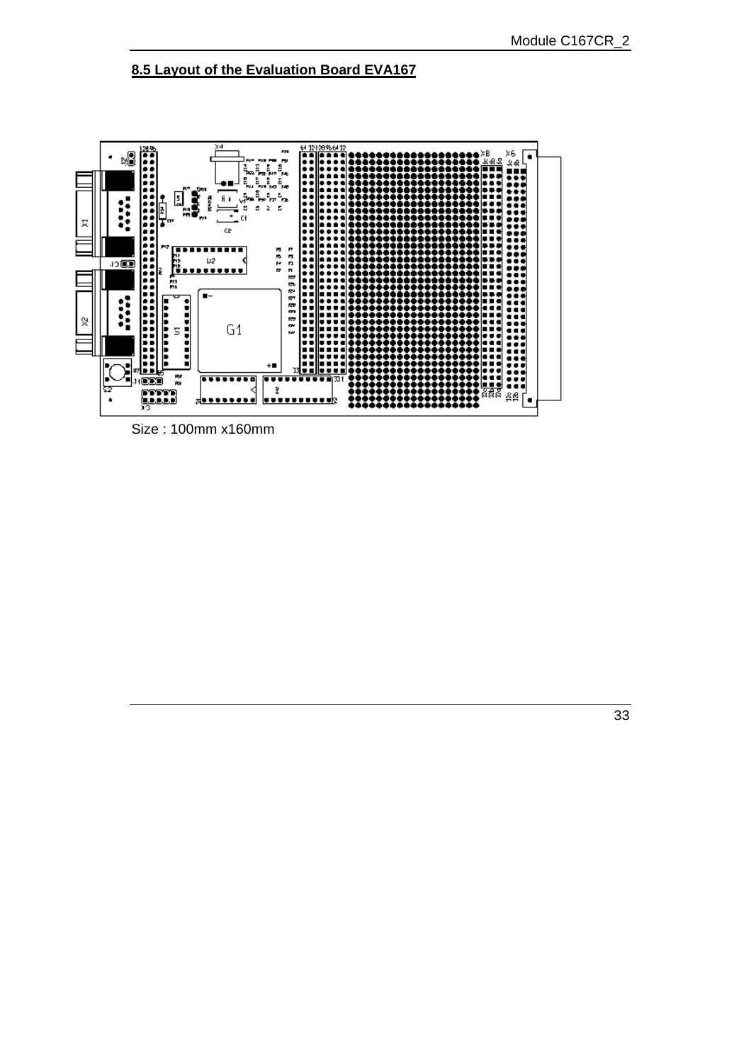## 8.5 Layout of the Evaluation Board EVA167

Size : 100mm x160mm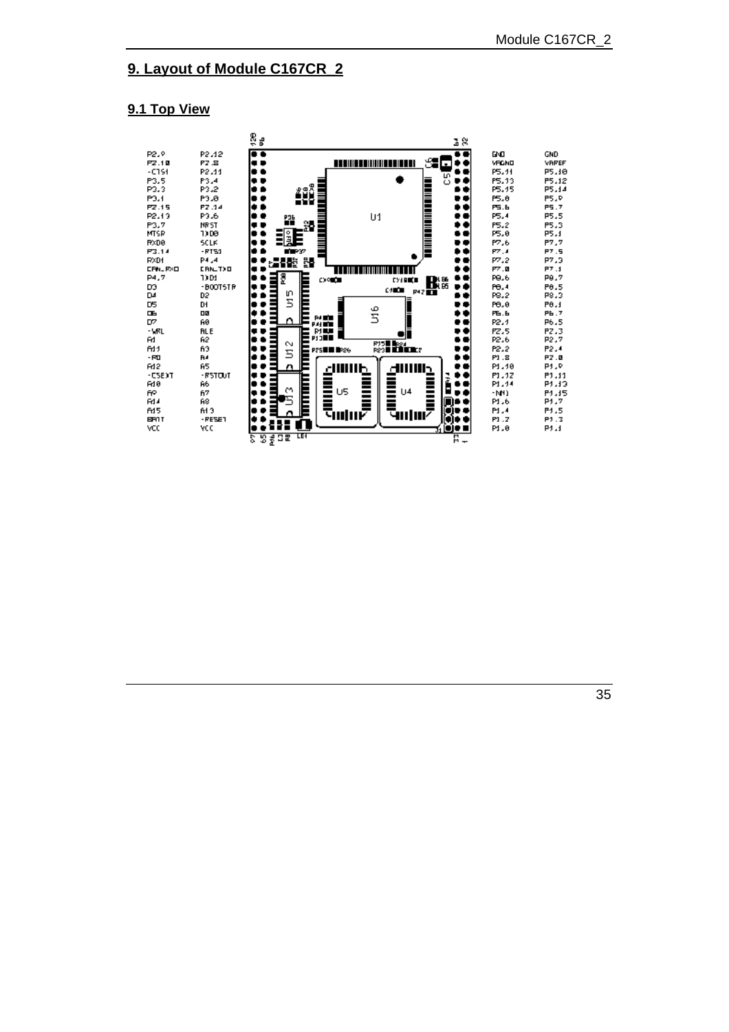## 9. Layout of Module C167CR_2

### 9.1 Top View

| | | | |
|---|---|---|---|
| P2.9 | P2.12 | GND | GND |
| P2.10 | P2.8 | VAGND | VAREF |
| -CTS1 | P2.11 | P5.11 | P5.10 |
| P3.5 | P3.4 | P5.13 | P5.12 |
| P3.3 | P3.2 | P5.15 | P5.14 |
| P3.1 | P3.0 | P5.8 | P5.9 |
| P2.15 | P2.14 | P5.6 | P5.7 |
| P2.13 | P3.6 | P5.4 | P5.5 |
| P3.7 | NRST | P5.2 | P5.3 |
| MTSR | TXD0 | P5.0 | P5.1 |
| RXD0 | SCLK | P7.6 | P7.7 |
| P3.14 | -RTS1 | P7.4 | P7.5 |
| RXD1 | P4.4 | P7.2 | P7.3 |
| CAN_RXD | CAN_TXD | P7.0 | P7.1 |
| P4.7 | TXD1 | P8.6 | P8.7 |
| D3 | -BOOTSTR | P8.4 | P8.5 |
| D4 | D2 | P8.2 | P8.3 |
| D5 | D1 | P8.0 | P8.1 |
| D6 | D0 | P6.6 | P6.7 |
| D7 | A0 | P2.1 | P6.5 |
| -WRL | ALE | P2.5 | P2.3 |
| A1 | A2 | P2.6 | P2.7 |
| A11 | A3 | P2.2 | P2.4 |
| -RD | A4 | P1.8 | P2.0 |
| A12 | A5 | P1.10 | P1.9 |
| -CSEXT | -RSTOUT | P1.12 | P1.11 |
| A10 | A6 | P1.14 | P1.13 |
| A9 | A7 | -NMI | P1.15 |
| A14 | A8 | P1.6 | P1.7 |
| A15 | A13 | P1.4 | P1.5 |
| BATT | -RESET | P1.2 | P1.3 |
| VCC | VCC | P1.0 | P1.1 |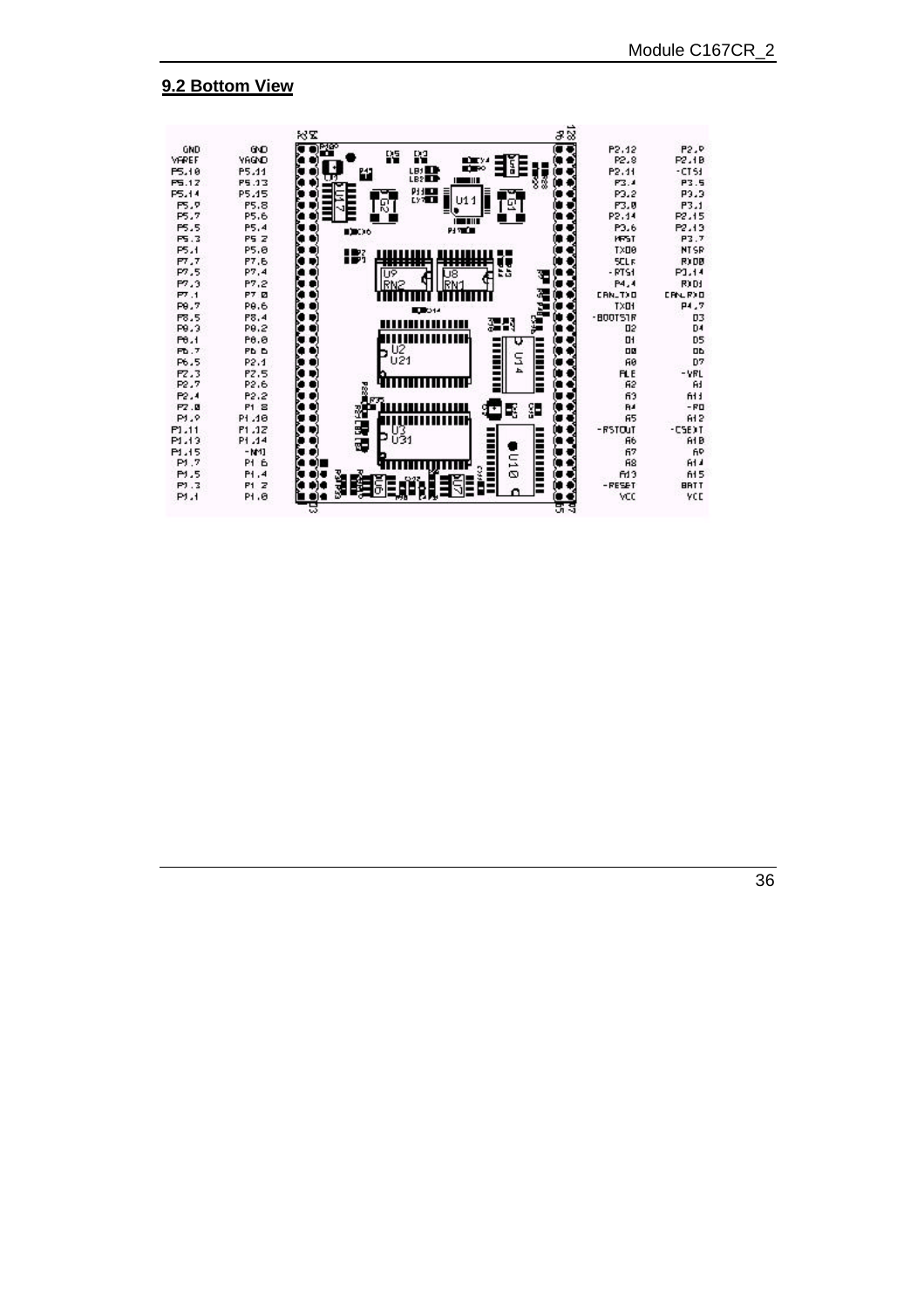## 9.2 Bottom View

| | | | |
|---|---|---|---|
| GND | GND | P2.12 | P2.9 |
| VAREF | VAGND | P2.8 | P2.10 |
| P5.10 | P5.11 | P2.11 | -CTS1 |
| P5.12 | P5.13 | P3.4 | P3.5 |
| P5.14 | P5.15 | P3.2 | P3.3 |
| P5.9 | P5.8 | P3.0 | P3.1 |
| P5.7 | P5.6 | P2.14 | P2.15 |
| P5.5 | P5.4 | P3.6 | P2.13 |
| P5.3 | P5.2 | HRST | P3.7 |
| P5.1 | P5.0 | TXD0 | NTSR |
| P7.7 | P7.6 | SCLK | RXD0 |
| P7.5 | P7.4 | -RTS1 | P3.14 |
| P7.3 | P7.2 | P4.4 | RXD1 |
| P7.1 | P7.0 | CAN_TXD | CAN_RXD |
| P8.7 | P8.6 | TXD1 | P4.7 |
| P8.5 | P8.4 | -BOOTSTR | D3 |
| P8.3 | P8.2 | D2 | D4 |
| P8.1 | P8.0 | D1 | D5 |
| P6.7 | P6.6 | D0 | D6 |
| P6.5 | P2.1 | A0 | D7 |
| P2.3 | P2.5 | ALE | -VAL |
| P2.7 | P2.6 | A2 | A1 |
| P2.4 | P2.2 | A3 | A11 |
| P2.0 | P1.8 | A4 | -RD |
| P1.9 | P1.10 | A5 | A12 |
| P1.11 | P1.12 | -RSTOUT | -CSEXT |
| P1.13 | P1.14 | A6 | A10 |
| P1.15 | -NMI | A7 | A9 |
| P1.7 | P1.6 | A8 | A14 |
| P1.5 | P1.4 | A13 | A15 |
| P1.3 | P1.2 | -RESET | BATT |
| P1.1 | P1.0 | VCC | VCC |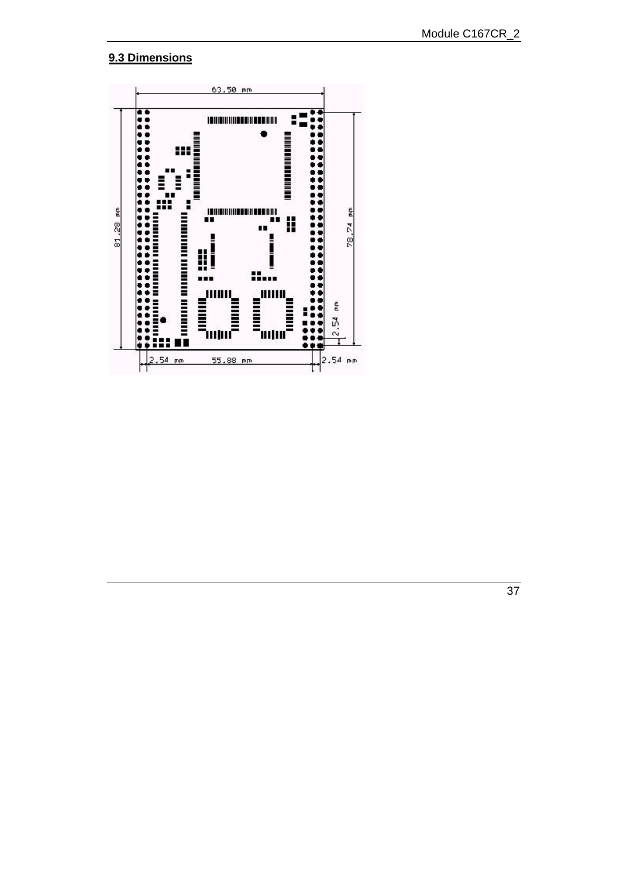### 9.3 Dimensions

63,50 mm

81,28 mm

78,74 mm

2,54 mm

2,54 mm

55,88 mm

2,54 mm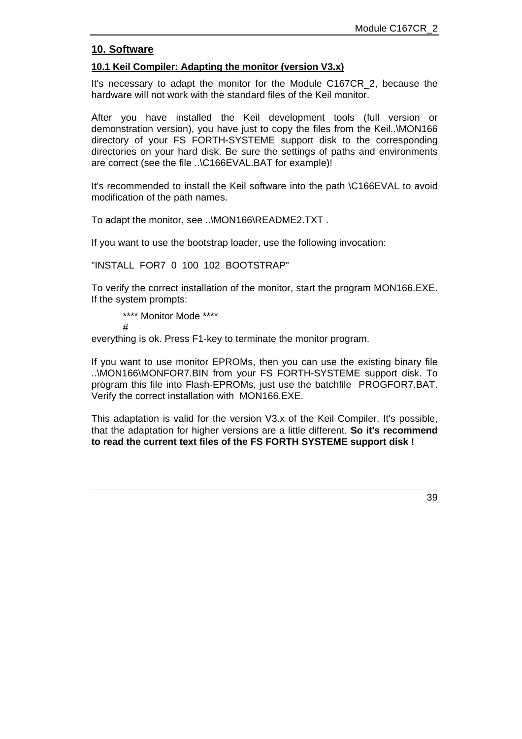## 10. Software

### 10.1 Keil Compiler: Adapting the monitor (version V3.x)

It's necessary to adapt the monitor for the Module C167CR_2, because the hardware will not work with the standard files of the Keil monitor.

After you have installed the Keil development tools (full version or demonstration version), you have just to copy the files from the Keil..\MON166 directory of your FS FORTH-SYSTEME support disk to the corresponding directories on your hard disk. Be sure the settings of paths and environments are correct (see the file ..\C166EVAL.BAT for example)!

It's recommended to install the Keil software into the path \C166EVAL to avoid modification of the path names.

To adapt the monitor, see ..\MON166\README2.TXT .

If you want to use the bootstrap loader, use the following invocation:

"INSTALL  FOR7  0  100  102  BOOTSTRAP"

To verify the correct installation of the monitor, start the program MON166.EXE. If the system prompts:

```
**** Monitor Mode ****
#
```

everything is ok. Press F1-key to terminate the monitor program.

If you want to use monitor EPROMs, then you can use the existing binary file ..\MON166\MONFOR7.BIN from your FS FORTH-SYSTEME support disk. To program this file into Flash-EPROMs, just use the batchfile  PROGFOR7.BAT. Verify the correct installation with  MON166.EXE.

This adaptation is valid for the version V3.x of the Keil Compiler. It's possible, that the adaptation for higher versions are a little different. **So it's recommend to read the current text files of the FS FORTH SYSTEME support disk !**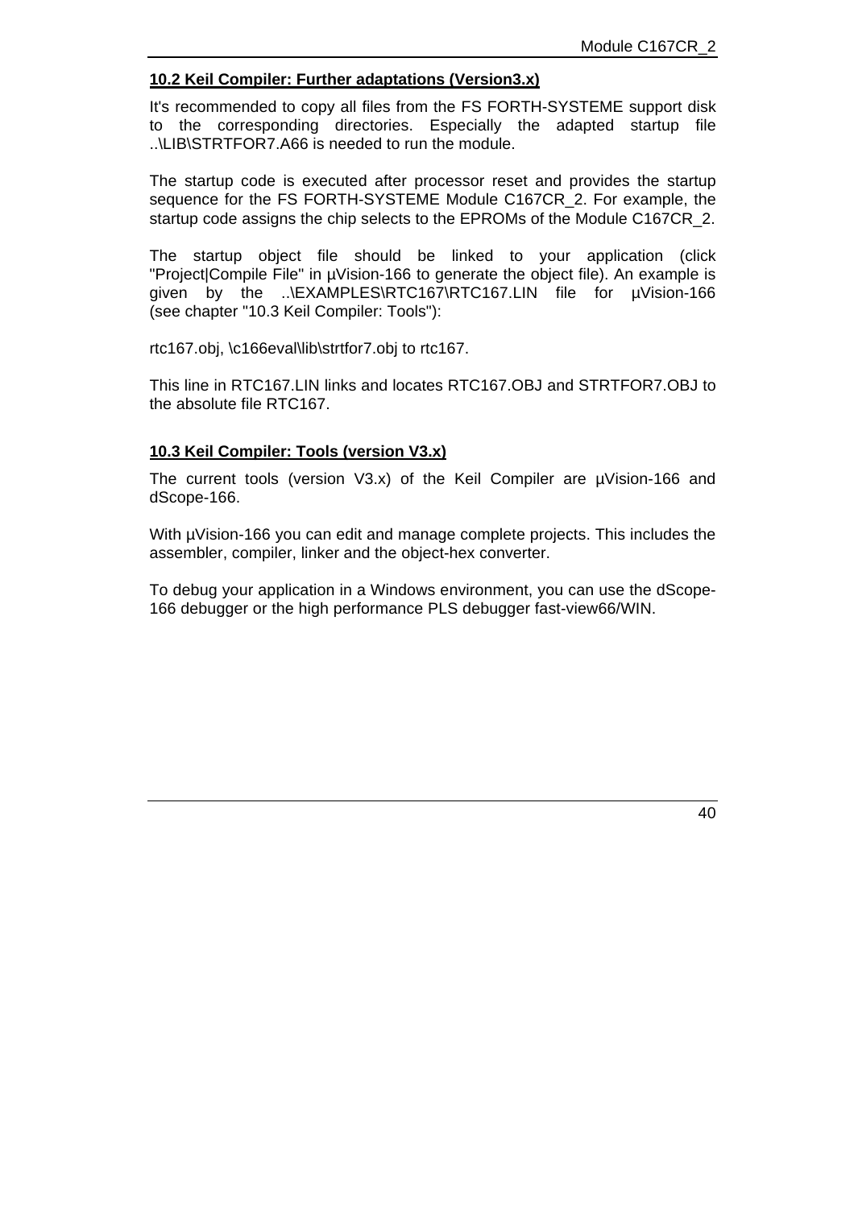## 10.2 Keil Compiler: Further adaptations (Version3.x)

It's recommended to copy all files from the FS FORTH-SYSTEME support disk to the corresponding directories. Especially the adapted startup file ..\LIB\STRTFOR7.A66 is needed to run the module.

The startup code is executed after processor reset and provides the startup sequence for the FS FORTH-SYSTEME Module C167CR_2. For example, the startup code assigns the chip selects to the EPROMs of the Module C167CR_2.

The startup object file should be linked to your application (click "Project|Compile File" in µVision-166 to generate the object file). An example is given by the ..\EXAMPLES\RTC167\RTC167.LIN file for µVision-166 (see chapter "10.3 Keil Compiler: Tools"):

rtc167.obj, \c166eval\lib\strtfor7.obj to rtc167.

This line in RTC167.LIN links and locates RTC167.OBJ and STRTFOR7.OBJ to the absolute file RTC167.

## 10.3 Keil Compiler: Tools (version V3.x)

The current tools (version V3.x) of the Keil Compiler are µVision-166 and dScope-166.

With µVision-166 you can edit and manage complete projects. This includes the assembler, compiler, linker and the object-hex converter.

To debug your application in a Windows environment, you can use the dScope-166 debugger or the high performance PLS debugger fast-view66/WIN.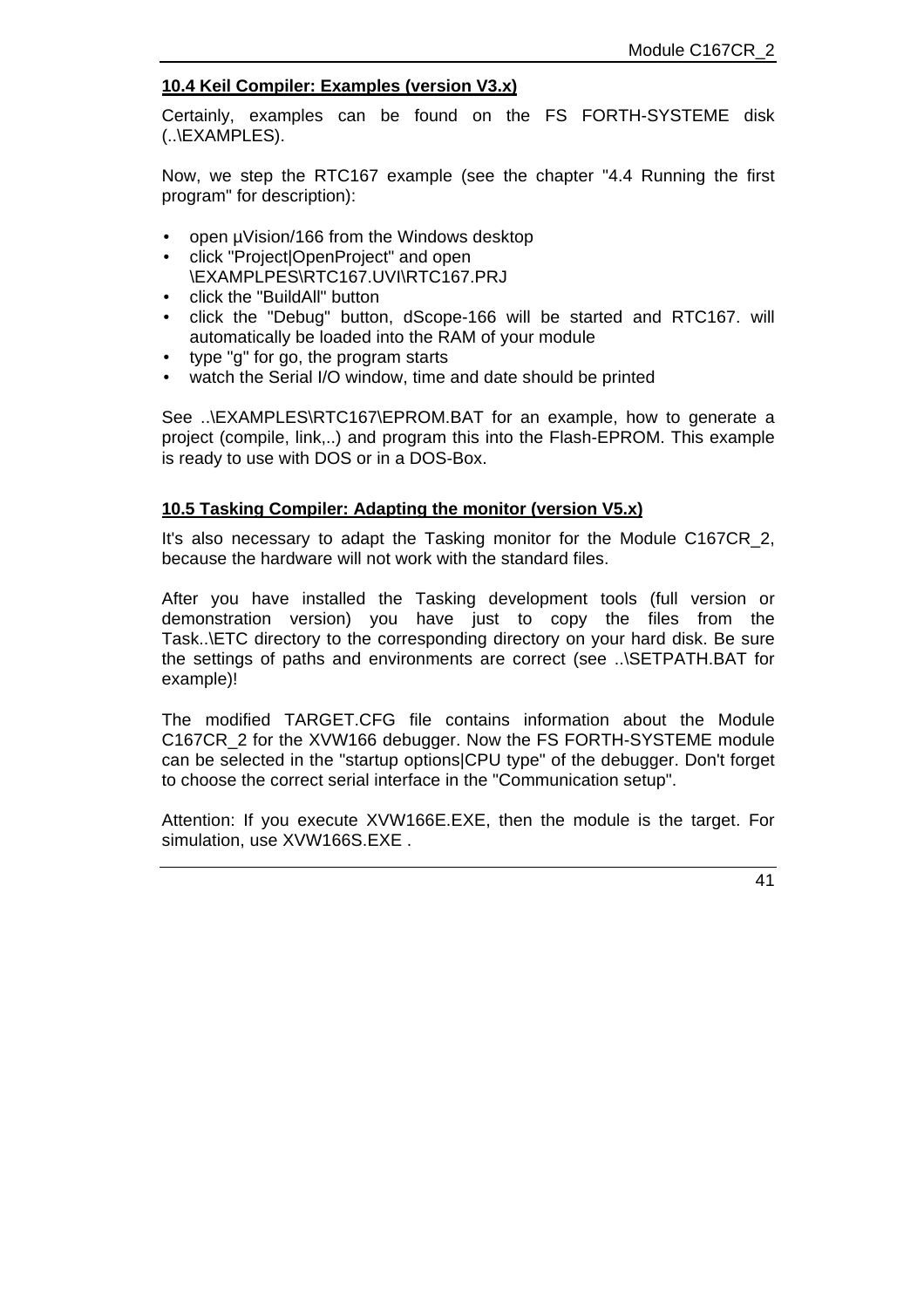## 10.4 Keil Compiler: Examples (version V3.x)

Certainly, examples can be found on the FS FORTH-SYSTEME disk (..\EXAMPLES).

Now, we step the RTC167 example (see the chapter "4.4 Running the first program" for description):

- open µVision/166 from the Windows desktop
- click "Project|OpenProject" and open \EXAMPLPES\RTC167.UVI\RTC167.PRJ
- click the "BuildAll" button
- click the "Debug" button, dScope-166 will be started and RTC167. will automatically be loaded into the RAM of your module
- type "g" for go, the program starts
- watch the Serial I/O window, time and date should be printed

See ..\EXAMPLES\RTC167\EPROM.BAT for an example, how to generate a project (compile, link,..) and program this into the Flash-EPROM. This example is ready to use with DOS or in a DOS-Box.

## 10.5 Tasking Compiler: Adapting the monitor (version V5.x)

It's also necessary to adapt the Tasking monitor for the Module C167CR_2, because the hardware will not work with the standard files.

After you have installed the Tasking development tools (full version or demonstration version) you have just to copy the files from the Task..\ETC directory to the corresponding directory on your hard disk. Be sure the settings of paths and environments are correct (see ..\SETPATH.BAT for example)!

The modified TARGET.CFG file contains information about the Module C167CR_2 for the XVW166 debugger. Now the FS FORTH-SYSTEME module can be selected in the "startup options|CPU type" of the debugger. Don't forget to choose the correct serial interface in the "Communication setup".

Attention: If you execute XVW166E.EXE, then the module is the target. For simulation, use XVW166S.EXE .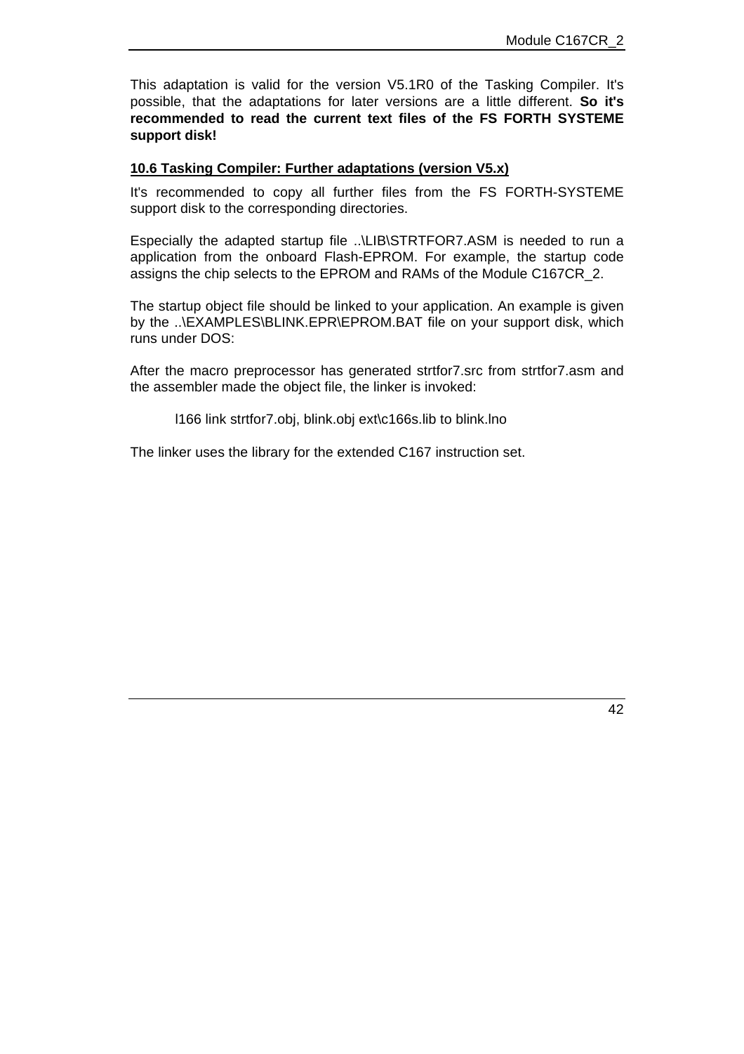This adaptation is valid for the version V5.1R0 of the Tasking Compiler. It's possible, that the adaptations for later versions are a little different. **So it's recommended to read the current text files of the FS FORTH SYSTEME support disk!**

## 10.6 Tasking Compiler: Further adaptations (version V5.x)

It's recommended to copy all further files from the FS FORTH-SYSTEME support disk to the corresponding directories.

Especially the adapted startup file ..\LIB\STRTFOR7.ASM is needed to run a application from the onboard Flash-EPROM. For example, the startup code assigns the chip selects to the EPROM and RAMs of the Module C167CR_2.

The startup object file should be linked to your application. An example is given by the ..\EXAMPLES\BLINK.EPR\EPROM.BAT file on your support disk, which runs under DOS:

After the macro preprocessor has generated strtfor7.src from strtfor7.asm and the assembler made the object file, the linker is invoked:

```
l166 link strtfor7.obj, blink.obj ext\c166s.lib to blink.lno
```

The linker uses the library for the extended C167 instruction set.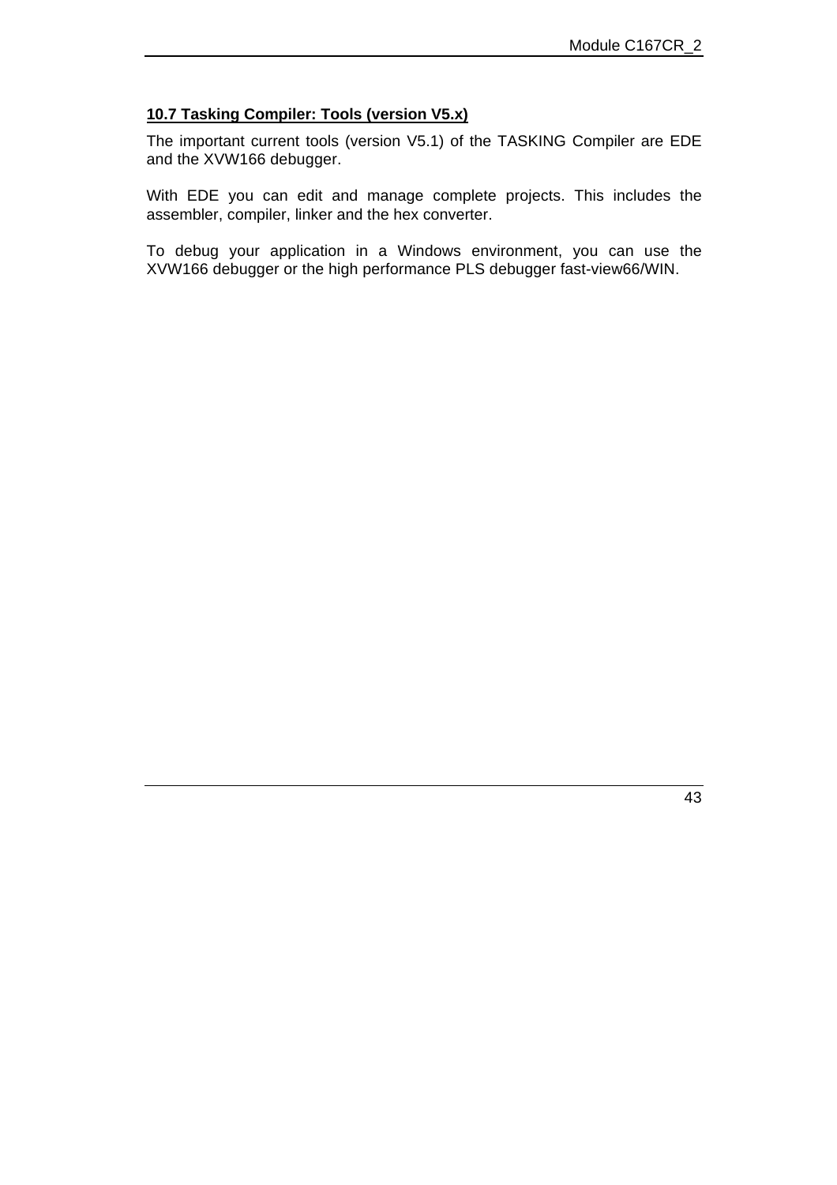## 10.7 Tasking Compiler: Tools (version V5.x)

The important current tools (version V5.1) of the TASKING Compiler are EDE and the XVW166 debugger.

With EDE you can edit and manage complete projects. This includes the assembler, compiler, linker and the hex converter.

To debug your application in a Windows environment, you can use the XVW166 debugger or the high performance PLS debugger fast-view66/WIN.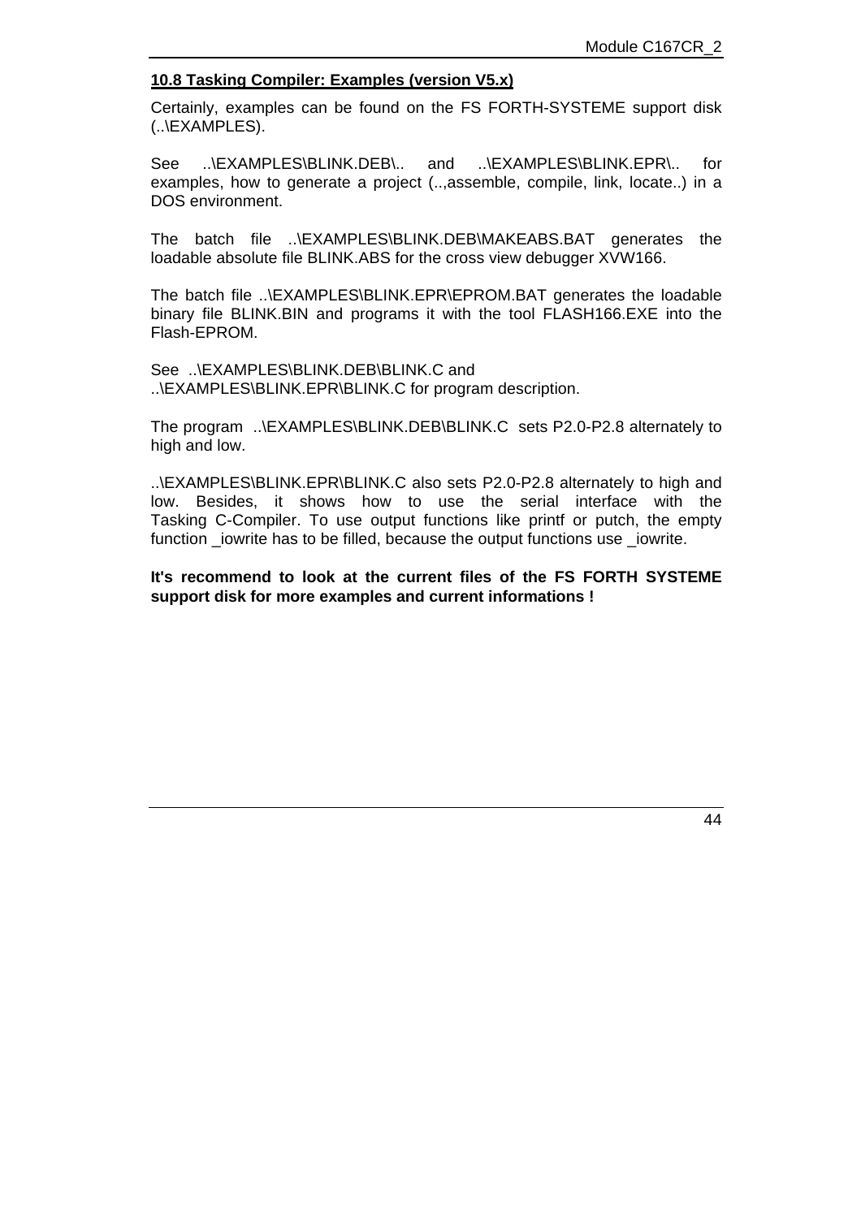### 10.8 Tasking Compiler: Examples (version V5.x)

Certainly, examples can be found on the FS FORTH-SYSTEME support disk (..\EXAMPLES).

See ..\EXAMPLES\BLINK.DEB\.. and ..\EXAMPLES\BLINK.EPR\.. for examples, how to generate a project (..,assemble, compile, link, locate..) in a DOS environment.

The batch file ..\EXAMPLES\BLINK.DEB\MAKEABS.BAT generates the loadable absolute file BLINK.ABS for the cross view debugger XVW166.

The batch file ..\EXAMPLES\BLINK.EPR\EPROM.BAT generates the loadable binary file BLINK.BIN and programs it with the tool FLASH166.EXE into the Flash-EPROM.

See ..\EXAMPLES\BLINK.DEB\BLINK.C and
..\EXAMPLES\BLINK.EPR\BLINK.C for program description.

The program ..\EXAMPLES\BLINK.DEB\BLINK.C sets P2.0-P2.8 alternately to high and low.

..\EXAMPLES\BLINK.EPR\BLINK.C also sets P2.0-P2.8 alternately to high and low. Besides, it shows how to use the serial interface with the Tasking C-Compiler. To use output functions like printf or putch, the empty function _iowrite has to be filled, because the output functions use _iowrite.

**It's recommend to look at the current files of the FS FORTH SYSTEME support disk for more examples and current informations !**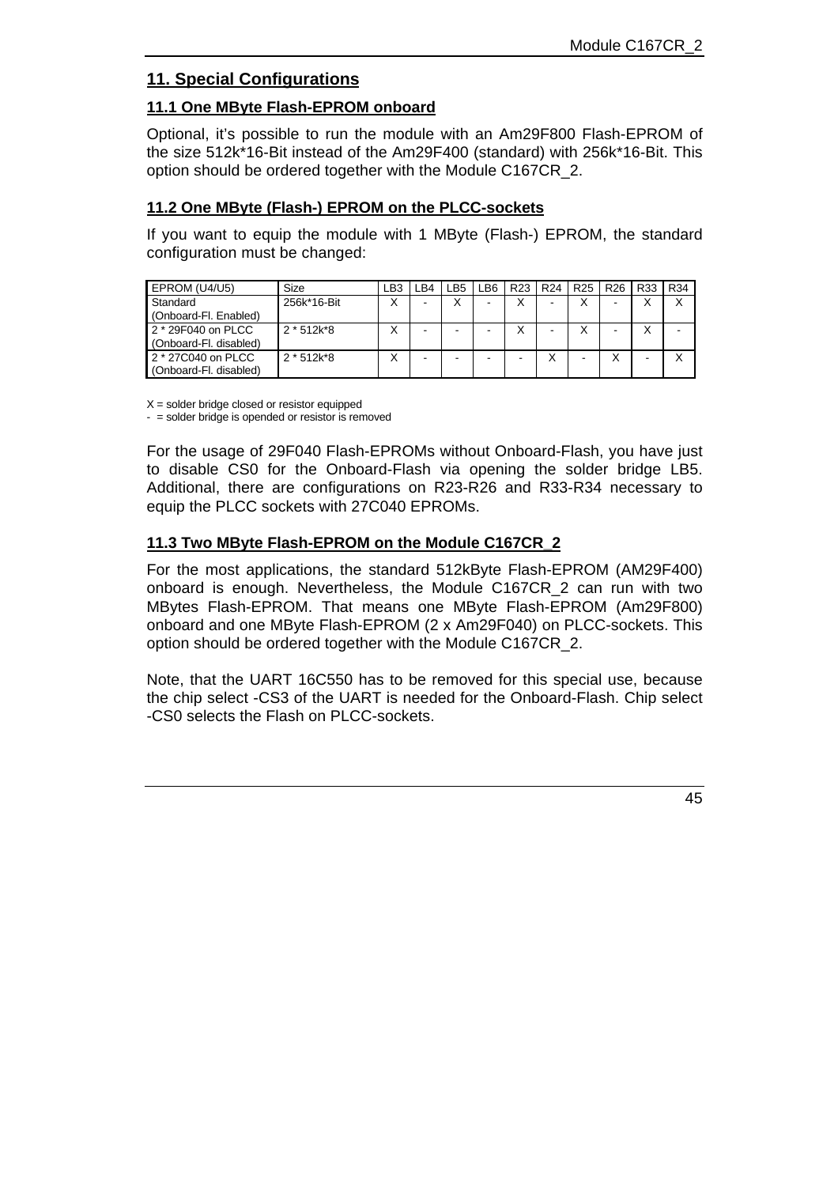# 11. Special Configurations

## 11.1 One MByte Flash-EPROM onboard

Optional, it's possible to run the module with an Am29F800 Flash-EPROM of the size 512k*16-Bit instead of the Am29F400 (standard) with 256k*16-Bit. This option should be ordered together with the Module C167CR_2.

## 11.2 One MByte (Flash-) EPROM on the PLCC-sockets

If you want to equip the module with 1 MByte (Flash-) EPROM, the standard configuration must be changed:

| EPROM (U4/U5) | Size | LB3 | LB4 | LB5 | LB6 | R23 | R24 | R25 | R26 | R33 | R34 |
|---|---|---|---|---|---|---|---|---|---|---|---|
| Standard (Onboard-Fl. Enabled) | 256k*16-Bit | X | - | X | - | X | - | X | - | X | X |
| 2 * 29F040 on PLCC (Onboard-Fl. disabled) | 2 * 512k*8 | X | - | - | - | X | - | X | - | X | - |
| 2 * 27C040 on PLCC (Onboard-Fl. disabled) | 2 * 512k*8 | X | - | - | - | - | X | - | X | - | X |

X = solder bridge closed or resistor equipped
- = solder bridge is opended or resistor is removed

For the usage of 29F040 Flash-EPROMs without Onboard-Flash, you have just to disable CS0 for the Onboard-Flash via opening the solder bridge LB5. Additional, there are configurations on R23-R26 and R33-R34 necessary to equip the PLCC sockets with 27C040 EPROMs.

## 11.3 Two MByte Flash-EPROM on the Module C167CR_2

For the most applications, the standard 512kByte Flash-EPROM (AM29F400) onboard is enough. Nevertheless, the Module C167CR_2 can run with two MBytes Flash-EPROM. That means one MByte Flash-EPROM (Am29F800) onboard and one MByte Flash-EPROM (2 x Am29F040) on PLCC-sockets. This option should be ordered together with the Module C167CR_2.

Note, that the UART 16C550 has to be removed for this special use, because the chip select -CS3 of the UART is needed for the Onboard-Flash. Chip select -CS0 selects the Flash on PLCC-sockets.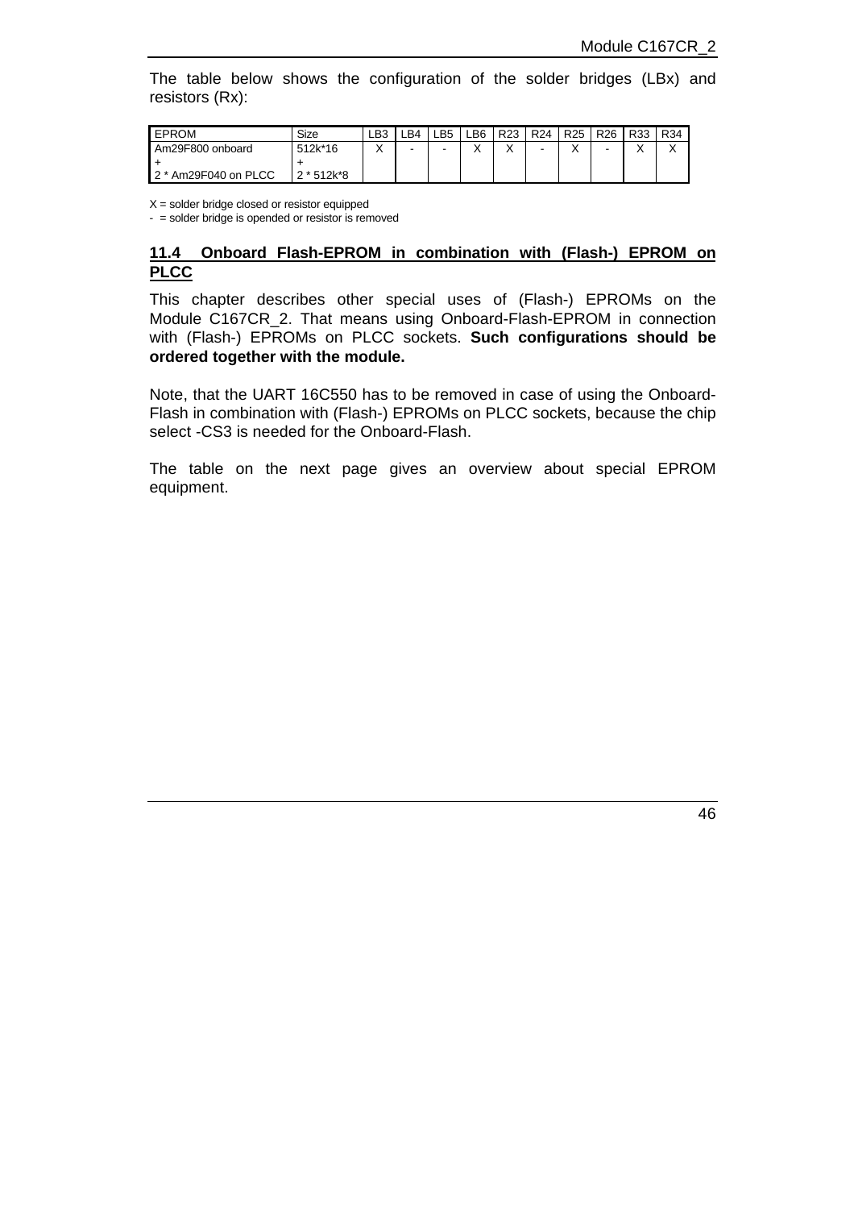The table below shows the configuration of the solder bridges (LBx) and resistors (Rx):

| EPROM | Size | LB3 | LB4 | LB5 | LB6 | R23 | R24 | R25 | R26 | R33 | R34 |
|---|---|---|---|---|---|---|---|---|---|---|---|
| Am29F800 onboard<br>+<br>2 * Am29F040 on PLCC | 512k*16<br>+<br>2 * 512k*8 | X | - | - | X | X | - | X | - | X | X |

X = solder bridge closed or resistor equipped
- = solder bridge is opended or resistor is removed

## 11.4 Onboard Flash-EPROM in combination with (Flash-) EPROM on PLCC

This chapter describes other special uses of (Flash-) EPROMs on the Module C167CR_2. That means using Onboard-Flash-EPROM in connection with (Flash-) EPROMs on PLCC sockets. **Such configurations should be ordered together with the module.**

Note, that the UART 16C550 has to be removed in case of using the Onboard-Flash in combination with (Flash-) EPROMs on PLCC sockets, because the chip select -CS3 is needed for the Onboard-Flash.

The table on the next page gives an overview about special EPROM equipment.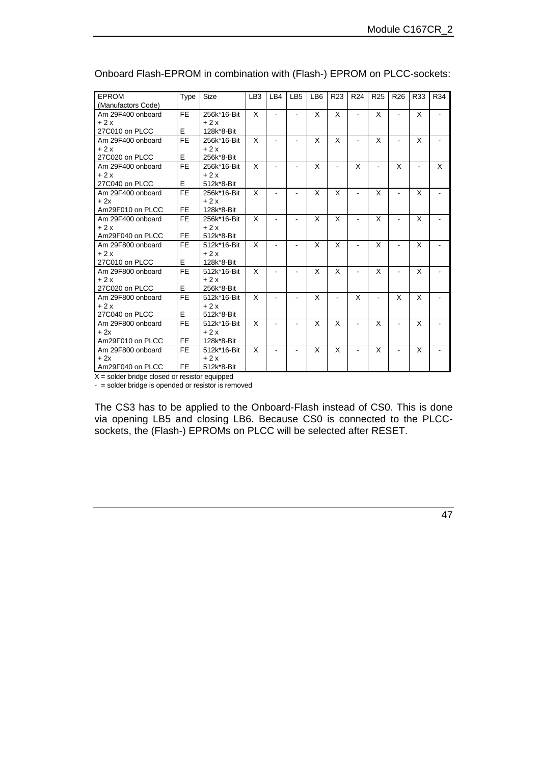Onboard Flash-EPROM in combination with (Flash-) EPROM on PLCC-sockets:

| EPROM (Manufactors Code) | Type | Size | LB3 | LB4 | LB5 | LB6 | R23 | R24 | R25 | R26 | R33 | R34 |
|---|---|---|---|---|---|---|---|---|---|---|---|---|
| Am 29F400 onboard + 2 x 27C010 on PLCC | FE E | 256k*16-Bit + 2 x 128k*8-Bit | X | - | - | X | X | - | X | - | X | - |
| Am 29F400 onboard + 2 x 27C020 on PLCC | FE E | 256k*16-Bit + 2 x 256k*8-Bit | X | - | - | X | X | - | X | - | X | - |
| Am 29F400 onboard + 2 x 27C040 on PLCC | FE E | 256k*16-Bit + 2 x 512k*8-Bit | X | - | - | X | - | X | - | X | - | X |
| Am 29F400 onboard + 2x Am29F010 on PLCC | FE FE | 256k*16-Bit + 2 x 128k*8-Bit | X | - | - | X | X | - | X | - | X | - |
| Am 29F400 onboard + 2 x Am29F040 on PLCC | FE FE | 256k*16-Bit + 2 x 512k*8-Bit | X | - | - | X | X | - | X | - | X | - |
| Am 29F800 onboard + 2 x 27C010 on PLCC | FE E | 512k*16-Bit + 2 x 128k*8-Bit | X | - | - | X | X | - | X | - | X | - |
| Am 29F800 onboard + 2 x 27C020 on PLCC | FE E | 512k*16-Bit + 2 x 256k*8-Bit | X | - | - | X | X | - | X | - | X | - |
| Am 29F800 onboard + 2 x 27C040 on PLCC | FE E | 512k*16-Bit + 2 x 512k*8-Bit | X | - | - | X | - | X | - | X | X | - |
| Am 29F800 onboard + 2x Am29F010 on PLCC | FE FE | 512k*16-Bit + 2 x 128k*8-Bit | X | - | - | X | X | - | X | - | X | - |
| Am 29F800 onboard + 2x Am29F040 on PLCC | FE FE | 512k*16-Bit + 2 x 512k*8-Bit | X | - | - | X | X | - | X | - | X | - |

X = solder bridge closed or resistor equipped
\- = solder bridge is opended or resistor is removed

The CS3 has to be applied to the Onboard-Flash instead of CS0. This is done via opening LB5 and closing LB6. Because CS0 is connected to the PLCC-sockets, the (Flash-) EPROMs on PLCC will be selected after RESET.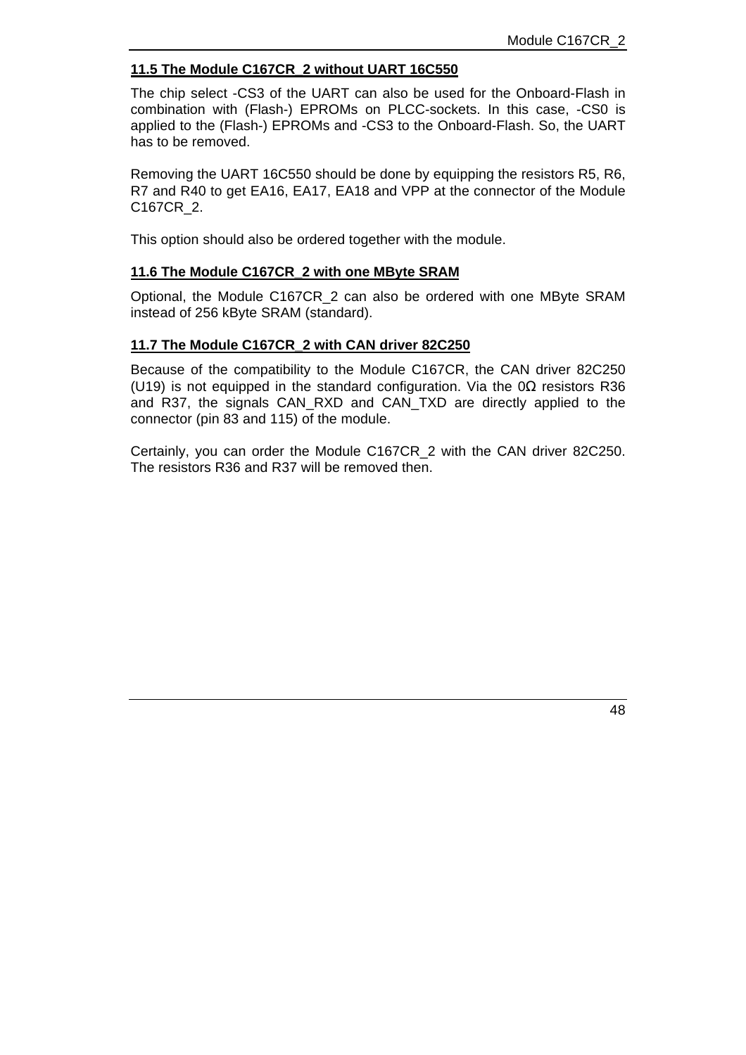### 11.5 The Module C167CR_2 without UART 16C550

The chip select -CS3 of the UART can also be used for the Onboard-Flash in combination with (Flash-) EPROMs on PLCC-sockets. In this case, -CS0 is applied to the (Flash-) EPROMs and -CS3 to the Onboard-Flash. So, the UART has to be removed.

Removing the UART 16C550 should be done by equipping the resistors R5, R6, R7 and R40 to get EA16, EA17, EA18 and VPP at the connector of the Module C167CR_2.

This option should also be ordered together with the module.

### 11.6 The Module C167CR_2 with one MByte SRAM

Optional, the Module C167CR_2 can also be ordered with one MByte SRAM instead of 256 kByte SRAM (standard).

### 11.7 The Module C167CR_2 with CAN driver 82C250

Because of the compatibility to the Module C167CR, the CAN driver 82C250 (U19) is not equipped in the standard configuration. Via the 0Ω resistors R36 and R37, the signals CAN_RXD and CAN_TXD are directly applied to the connector (pin 83 and 115) of the module.

Certainly, you can order the Module C167CR_2 with the CAN driver 82C250. The resistors R36 and R37 will be removed then.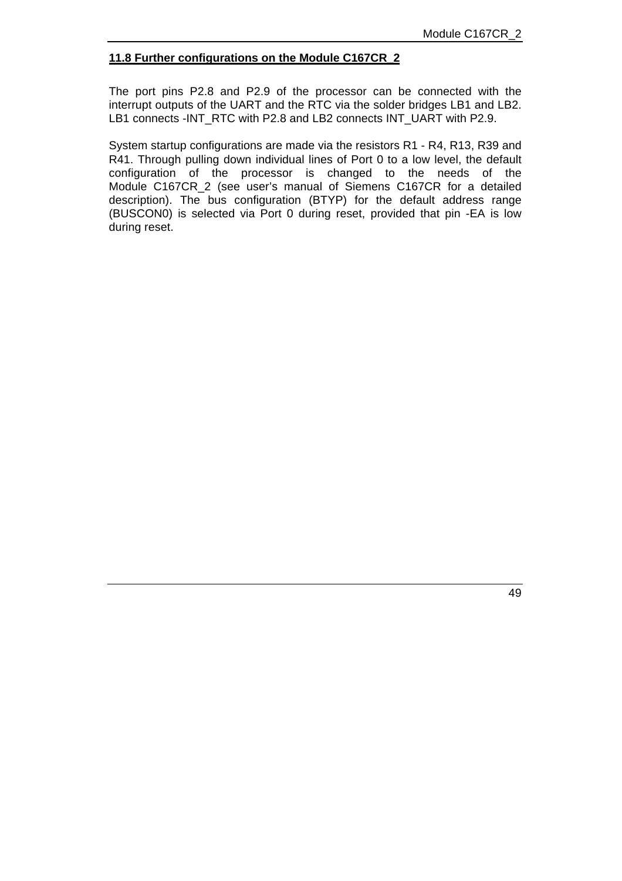## 11.8 Further configurations on the Module C167CR_2

The port pins P2.8 and P2.9 of the processor can be connected with the interrupt outputs of the UART and the RTC via the solder bridges LB1 and LB2. LB1 connects -INT_RTC with P2.8 and LB2 connects INT_UART with P2.9.

System startup configurations are made via the resistors R1 - R4, R13, R39 and R41. Through pulling down individual lines of Port 0 to a low level, the default configuration of the processor is changed to the needs of the Module C167CR_2 (see user's manual of Siemens C167CR for a detailed description). The bus configuration (BTYP) for the default address range (BUSCON0) is selected via Port 0 during reset, provided that pin -EA is low during reset.